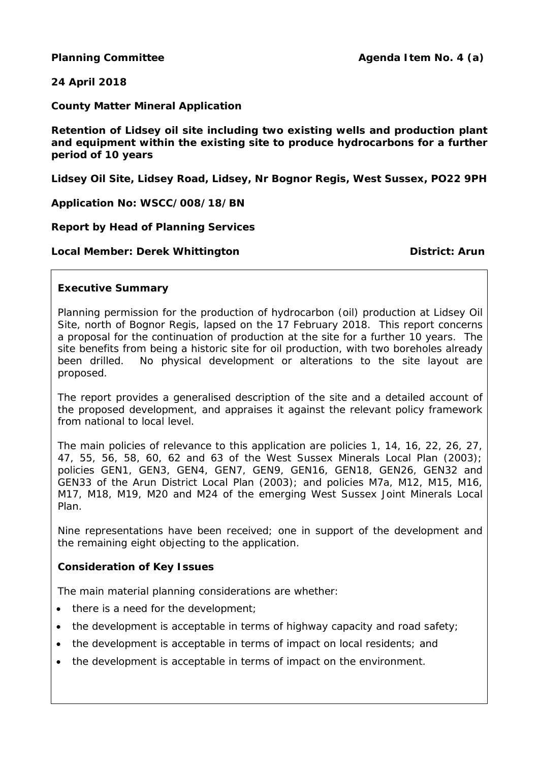**Planning Committee** **Agenda Item No. 4 (a)**

**24 April 2018**

**County Matter Mineral Application**

**Retention of Lidsey oil site including two existing wells and production plant and equipment within the existing site to produce hydrocarbons for a further period of 10 years**

**Lidsey Oil Site, Lidsey Road, Lidsey, Nr Bognor Regis, West Sussex, PO22 9PH**

**Application No: WSCC/008/18/BN**

**Report by Head of Planning Services**

**Local Member: Derek Whittington** **District: Arun**

## Executive Summary

Planning permission for the production of hydrocarbon (oil) production at Lidsey Oil Site, north of Bognor Regis, lapsed on the 17 February 2018. This report concerns a proposal for the continuation of production at the site for a further 10 years. The site benefits from being a historic site for oil production, with two boreholes already been drilled. No physical development or alterations to the site layout are proposed.

The report provides a generalised description of the site and a detailed account of the proposed development, and appraises it against the relevant policy framework from national to local level.

The main policies of relevance to this application are policies 1, 14, 16, 22, 26, 27, 47, 55, 56, 58, 60, 62 and 63 of the West Sussex Minerals Local Plan (2003); policies GEN1, GEN3, GEN4, GEN7, GEN9, GEN16, GEN18, GEN26, GEN32 and GEN33 of the Arun District Local Plan (2003); and policies M7a, M12, M15, M16, M17, M18, M19, M20 and M24 of the emerging West Sussex Joint Minerals Local Plan.

Nine representations have been received; one in support of the development and the remaining eight objecting to the application.

### Consideration of Key Issues

The main material planning considerations are whether:

- there is a need for the development;
- the development is acceptable in terms of highway capacity and road safety;
- the development is acceptable in terms of impact on local residents; and
- the development is acceptable in terms of impact on the environment.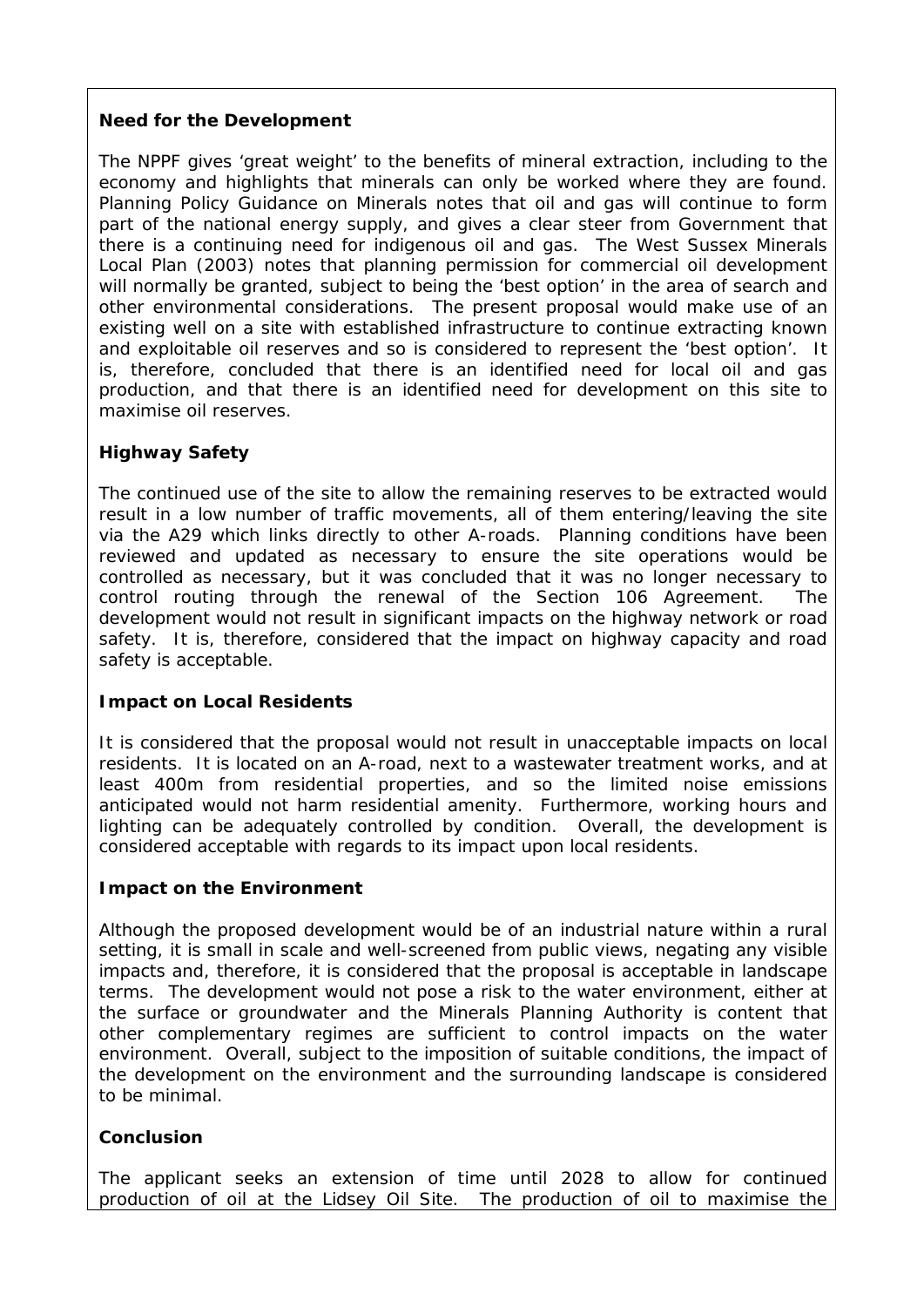**Need for the Development**

The NPPF gives 'great weight' to the benefits of mineral extraction, including to the economy and highlights that minerals can only be worked where they are found. Planning Policy Guidance on Minerals notes that oil and gas will continue to form part of the national energy supply, and gives a clear steer from Government that there is a continuing need for indigenous oil and gas. The West Sussex Minerals Local Plan (2003) notes that planning permission for commercial oil development will normally be granted, subject to being the 'best option' in the area of search and other environmental considerations. The present proposal would make use of an existing well on a site with established infrastructure to continue extracting known and exploitable oil reserves and so is considered to represent the 'best option'. It is, therefore, concluded that there is an identified need for local oil and gas production, and that there is an identified need for development on this site to maximise oil reserves.

**Highway Safety**

The continued use of the site to allow the remaining reserves to be extracted would result in a low number of traffic movements, all of them entering/leaving the site via the A29 which links directly to other A-roads. Planning conditions have been reviewed and updated as necessary to ensure the site operations would be controlled as necessary, but it was concluded that it was no longer necessary to control routing through the renewal of the Section 106 Agreement. The development would not result in significant impacts on the highway network or road safety. It is, therefore, considered that the impact on highway capacity and road safety is acceptable.

**Impact on Local Residents**

It is considered that the proposal would not result in unacceptable impacts on local residents. It is located on an A-road, next to a wastewater treatment works, and at least 400m from residential properties, and so the limited noise emissions anticipated would not harm residential amenity. Furthermore, working hours and lighting can be adequately controlled by condition. Overall, the development is considered acceptable with regards to its impact upon local residents.

**Impact on the Environment**

Although the proposed development would be of an industrial nature within a rural setting, it is small in scale and well-screened from public views, negating any visible impacts and, therefore, it is considered that the proposal is acceptable in landscape terms. The development would not pose a risk to the water environment, either at the surface or groundwater and the Minerals Planning Authority is content that other complementary regimes are sufficient to control impacts on the water environment. Overall, subject to the imposition of suitable conditions, the impact of the development on the environment and the surrounding landscape is considered to be minimal.

**Conclusion**

The applicant seeks an extension of time until 2028 to allow for continued production of oil at the Lidsey Oil Site. The production of oil to maximise the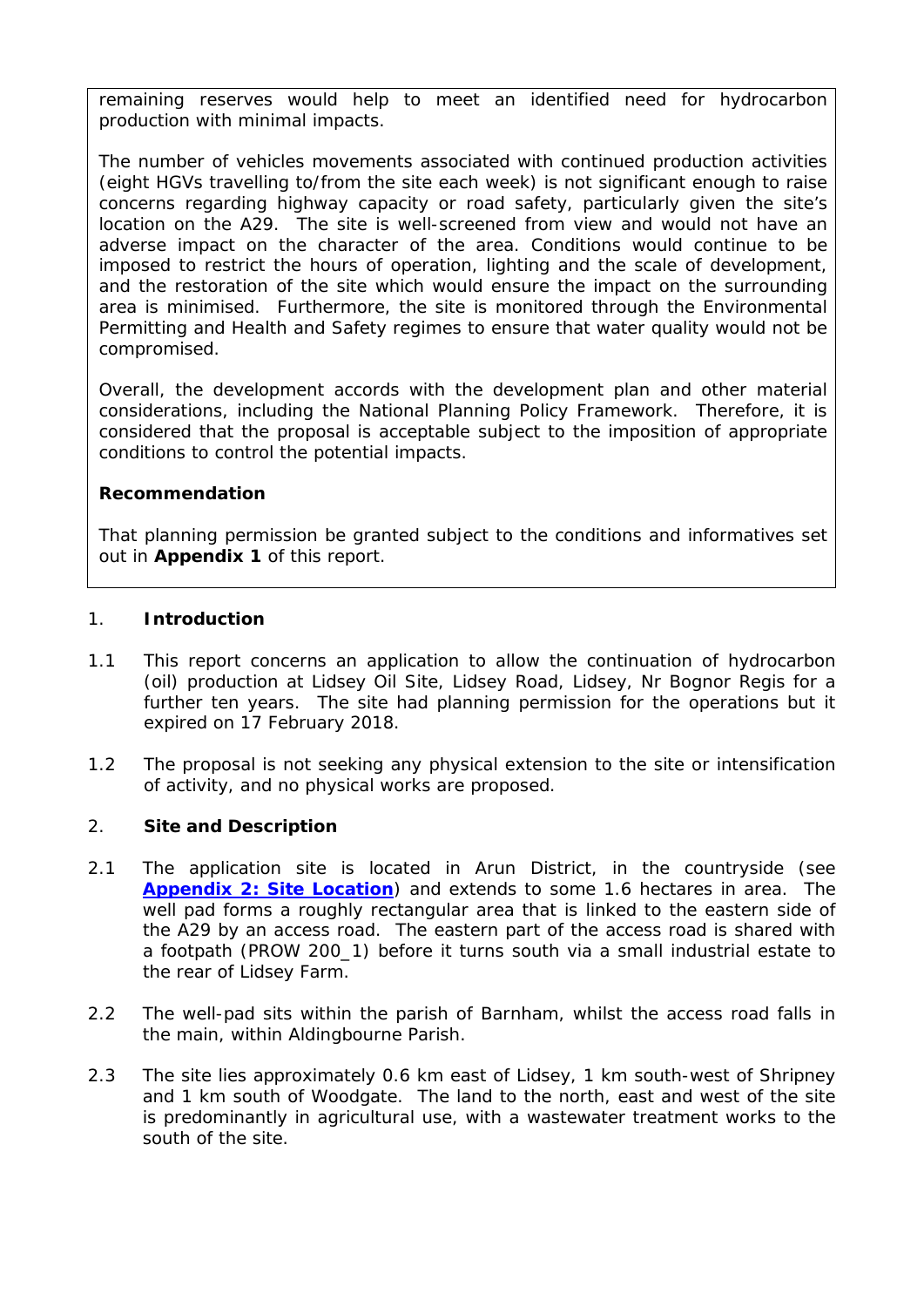remaining reserves would help to meet an identified need for hydrocarbon production with minimal impacts.

The number of vehicles movements associated with continued production activities (eight HGVs travelling to/from the site each week) is not significant enough to raise concerns regarding highway capacity or road safety, particularly given the site's location on the A29. The site is well-screened from view and would not have an adverse impact on the character of the area. Conditions would continue to be imposed to restrict the hours of operation, lighting and the scale of development, and the restoration of the site which would ensure the impact on the surrounding area is minimised. Furthermore, the site is monitored through the Environmental Permitting and Health and Safety regimes to ensure that water quality would not be compromised.

Overall, the development accords with the development plan and other material considerations, including the National Planning Policy Framework. Therefore, it is considered that the proposal is acceptable subject to the imposition of appropriate conditions to control the potential impacts.

**Recommendation**

That planning permission be granted subject to the conditions and informatives set out in **Appendix 1** of this report.

## 1. Introduction

1.1 This report concerns an application to allow the continuation of hydrocarbon (oil) production at Lidsey Oil Site, Lidsey Road, Lidsey, Nr Bognor Regis for a further ten years. The site had planning permission for the operations but it expired on 17 February 2018.

1.2 The proposal is not seeking any physical extension to the site or intensification of activity, and no physical works are proposed.

## 2. Site and Description

2.1 The application site is located in Arun District, in the countryside (see **Appendix 2: Site Location**) and extends to some 1.6 hectares in area. The well pad forms a roughly rectangular area that is linked to the eastern side of the A29 by an access road. The eastern part of the access road is shared with a footpath (PROW 200_1) before it turns south via a small industrial estate to the rear of Lidsey Farm.

2.2 The well-pad sits within the parish of Barnham, whilst the access road falls in the main, within Aldingbourne Parish.

2.3 The site lies approximately 0.6 km east of Lidsey, 1 km south-west of Shripney and 1 km south of Woodgate. The land to the north, east and west of the site is predominantly in agricultural use, with a wastewater treatment works to the south of the site.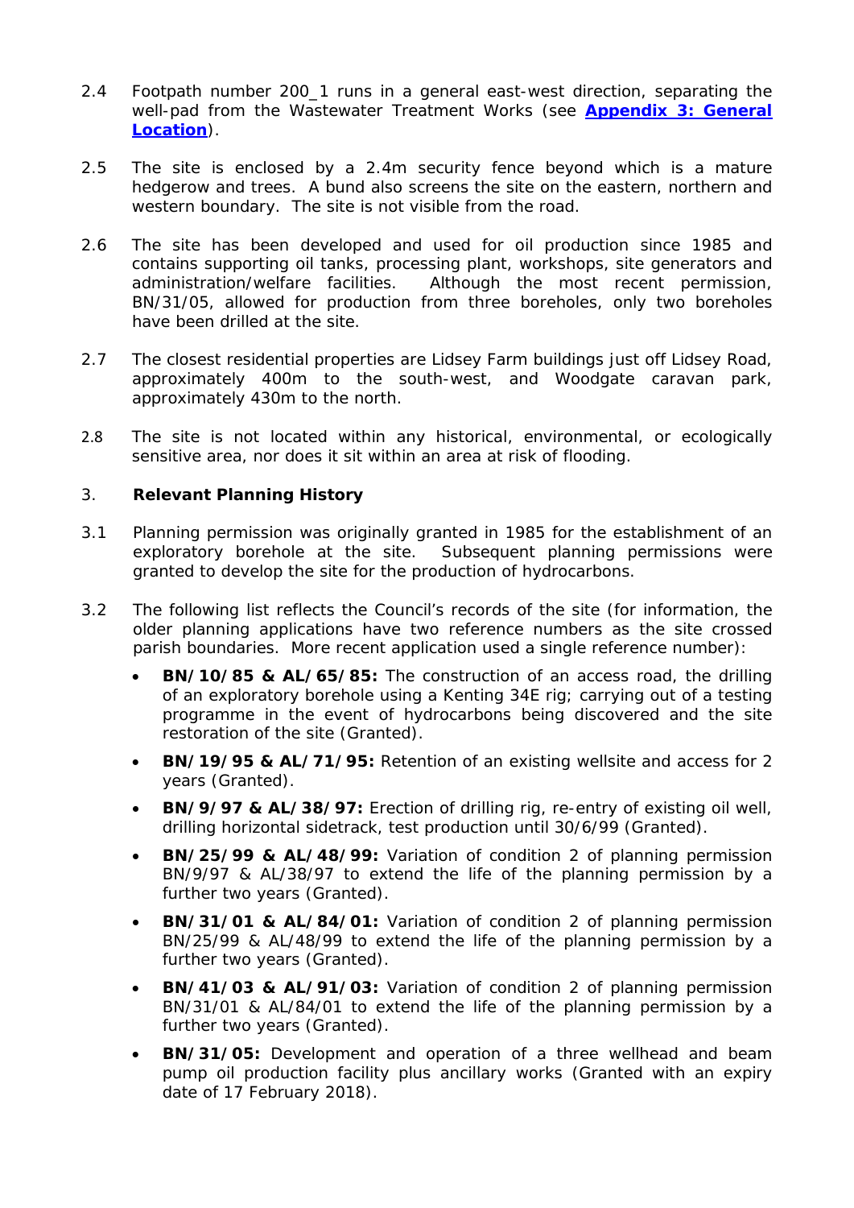2.4 Footpath number 200_1 runs in a general east-west direction, separating the well-pad from the Wastewater Treatment Works (see **[Appendix 3: General Location](#)**).

2.5 The site is enclosed by a 2.4m security fence beyond which is a mature hedgerow and trees. A bund also screens the site on the eastern, northern and western boundary. The site is not visible from the road.

2.6 The site has been developed and used for oil production since 1985 and contains supporting oil tanks, processing plant, workshops, site generators and administration/welfare facilities. Although the most recent permission, BN/31/05, allowed for production from three boreholes, only two boreholes have been drilled at the site.

2.7 The closest residential properties are Lidsey Farm buildings just off Lidsey Road, approximately 400m to the south-west, and Woodgate caravan park, approximately 430m to the north.

2.8 The site is not located within any historical, environmental, or ecologically sensitive area, nor does it sit within an area at risk of flooding.

## 3. Relevant Planning History

3.1 Planning permission was originally granted in 1985 for the establishment of an exploratory borehole at the site. Subsequent planning permissions were granted to develop the site for the production of hydrocarbons.

3.2 The following list reflects the Council's records of the site (for information, the older planning applications have two reference numbers as the site crossed parish boundaries. More recent application used a single reference number):

- **BN/10/85 & AL/65/85:** The construction of an access road, the drilling of an exploratory borehole using a Kenting 34E rig; carrying out of a testing programme in the event of hydrocarbons being discovered and the site restoration of the site (Granted).
- **BN/19/95 & AL/71/95:** Retention of an existing wellsite and access for 2 years (Granted).
- **BN/9/97 & AL/38/97:** Erection of drilling rig, re-entry of existing oil well, drilling horizontal sidetrack, test production until 30/6/99 (Granted).
- **BN/25/99 & AL/48/99:** Variation of condition 2 of planning permission BN/9/97 & AL/38/97 to extend the life of the planning permission by a further two years (Granted).
- **BN/31/01 & AL/84/01:** Variation of condition 2 of planning permission BN/25/99 & AL/48/99 to extend the life of the planning permission by a further two years (Granted).
- **BN/41/03 & AL/91/03:** Variation of condition 2 of planning permission BN/31/01 & AL/84/01 to extend the life of the planning permission by a further two years (Granted).
- **BN/31/05:** Development and operation of a three wellhead and beam pump oil production facility plus ancillary works (Granted with an expiry date of 17 February 2018).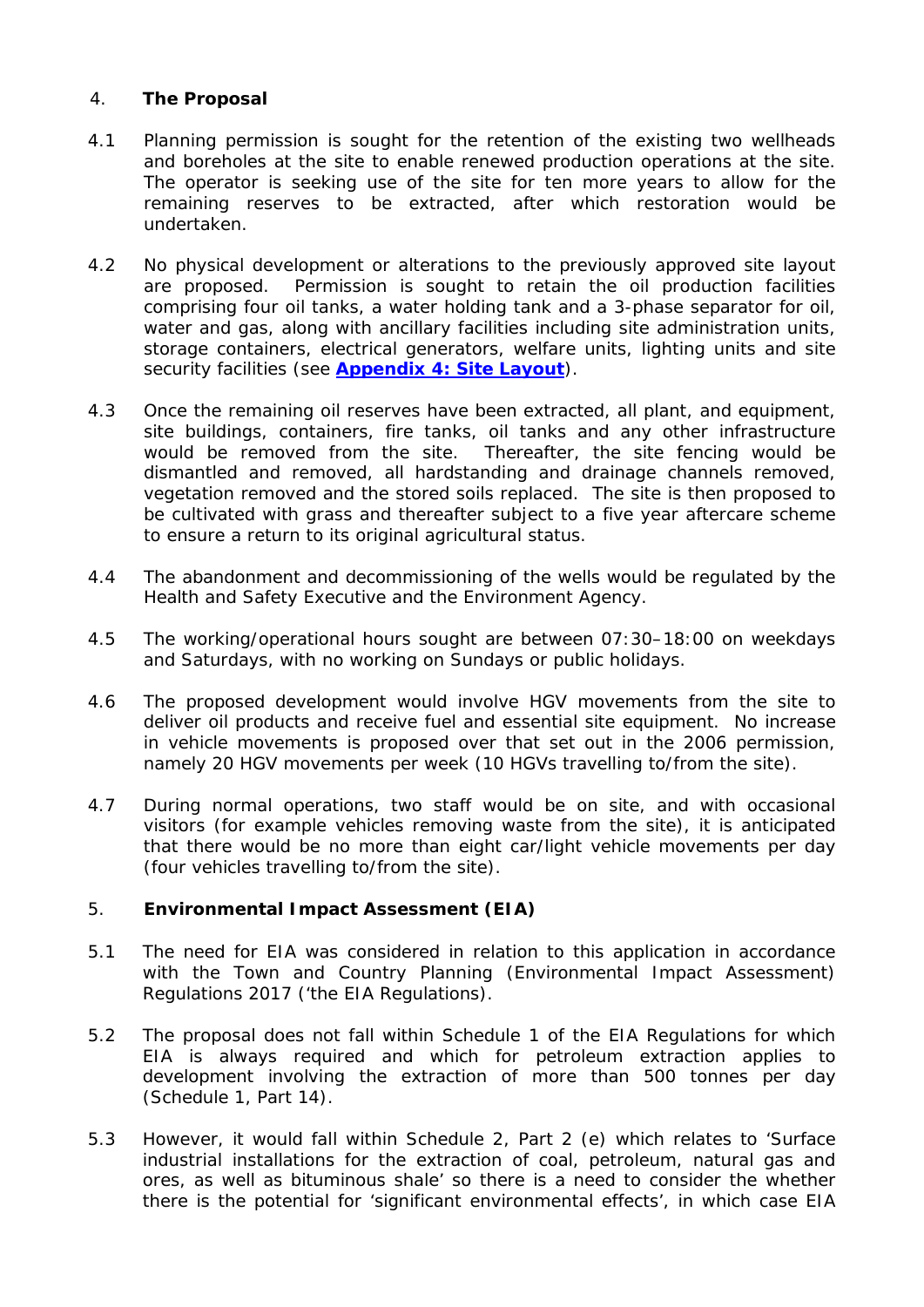## 4. **The Proposal**

4.1 Planning permission is sought for the retention of the existing two wellheads and boreholes at the site to enable renewed production operations at the site. The operator is seeking use of the site for ten more years to allow for the remaining reserves to be extracted, after which restoration would be undertaken.

4.2 No physical development or alterations to the previously approved site layout are proposed. Permission is sought to retain the oil production facilities comprising four oil tanks, a water holding tank and a 3-phase separator for oil, water and gas, along with ancillary facilities including site administration units, storage containers, electrical generators, welfare units, lighting units and site security facilities (see **Appendix 4: Site Layout**).

4.3 Once the remaining oil reserves have been extracted, all plant, and equipment, site buildings, containers, fire tanks, oil tanks and any other infrastructure would be removed from the site. Thereafter, the site fencing would be dismantled and removed, all hardstanding and drainage channels removed, vegetation removed and the stored soils replaced. The site is then proposed to be cultivated with grass and thereafter subject to a five year aftercare scheme to ensure a return to its original agricultural status.

4.4 The abandonment and decommissioning of the wells would be regulated by the Health and Safety Executive and the Environment Agency.

4.5 The working/operational hours sought are between 07:30–18:00 on weekdays and Saturdays, with no working on Sundays or public holidays.

4.6 The proposed development would involve HGV movements from the site to deliver oil products and receive fuel and essential site equipment. No increase in vehicle movements is proposed over that set out in the 2006 permission, namely 20 HGV movements per week (10 HGVs travelling to/from the site).

4.7 During normal operations, two staff would be on site, and with occasional visitors (for example vehicles removing waste from the site), it is anticipated that there would be no more than eight car/light vehicle movements per day (four vehicles travelling to/from the site).

## 5. **Environmental Impact Assessment (EIA)**

5.1 The need for EIA was considered in relation to this application in accordance with the Town and Country Planning (Environmental Impact Assessment) Regulations 2017 ('the EIA Regulations).

5.2 The proposal does not fall within Schedule 1 of the EIA Regulations for which EIA is always required and which for petroleum extraction applies to development involving the extraction of more than 500 tonnes per day (Schedule 1, Part 14).

5.3 However, it would fall within Schedule 2, Part 2 (e) which relates to 'Surface industrial installations for the extraction of coal, petroleum, natural gas and ores, as well as bituminous shale' so there is a need to consider the whether there is the potential for 'significant environmental effects', in which case EIA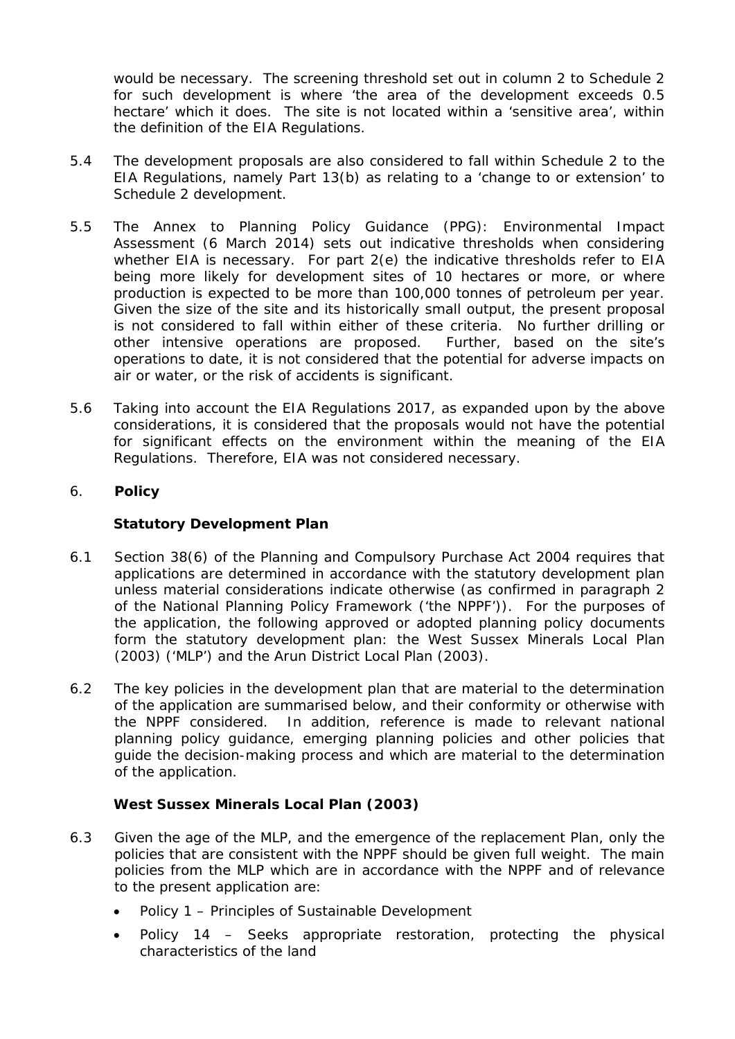would be necessary. The screening threshold set out in column 2 to Schedule 2 for such development is where 'the area of the development exceeds 0.5 hectare' which it does. The site is not located within a 'sensitive area', within the definition of the EIA Regulations.

5.4 The development proposals are also considered to fall within Schedule 2 to the EIA Regulations, namely Part 13(b) as relating to a 'change to or extension' to Schedule 2 development.

5.5 The Annex to Planning Policy Guidance (PPG): Environmental Impact Assessment (6 March 2014) sets out indicative thresholds when considering whether EIA is necessary. For part 2(e) the indicative thresholds refer to EIA being more likely for development sites of 10 hectares or more, or where production is expected to be more than 100,000 tonnes of petroleum per year. Given the size of the site and its historically small output, the present proposal is not considered to fall within either of these criteria. No further drilling or other intensive operations are proposed. Further, based on the site's operations to date, it is not considered that the potential for adverse impacts on air or water, or the risk of accidents is significant.

5.6 Taking into account the EIA Regulations 2017, as expanded upon by the above considerations, it is considered that the proposals would not have the potential for significant effects on the environment within the meaning of the EIA Regulations. Therefore, EIA was not considered necessary.

## 6. Policy

### Statutory Development Plan

6.1 Section 38(6) of the Planning and Compulsory Purchase Act 2004 requires that applications are determined in accordance with the statutory development plan unless material considerations indicate otherwise (as confirmed in paragraph 2 of the National Planning Policy Framework ('the NPPF')). For the purposes of the application, the following approved or adopted planning policy documents form the statutory development plan: the West Sussex Minerals Local Plan (2003) ('MLP') and the Arun District Local Plan (2003).

6.2 The key policies in the development plan that are material to the determination of the application are summarised below, and their conformity or otherwise with the NPPF considered. In addition, reference is made to relevant national planning policy guidance, emerging planning policies and other policies that guide the decision-making process and which are material to the determination of the application.

### West Sussex Minerals Local Plan (2003)

6.3 Given the age of the MLP, and the emergence of the replacement Plan, only the policies that are consistent with the NPPF should be given full weight. The main policies from the MLP which are in accordance with the NPPF and of relevance to the present application are:

- Policy 1 – Principles of Sustainable Development
- Policy 14 – Seeks appropriate restoration, protecting the physical characteristics of the land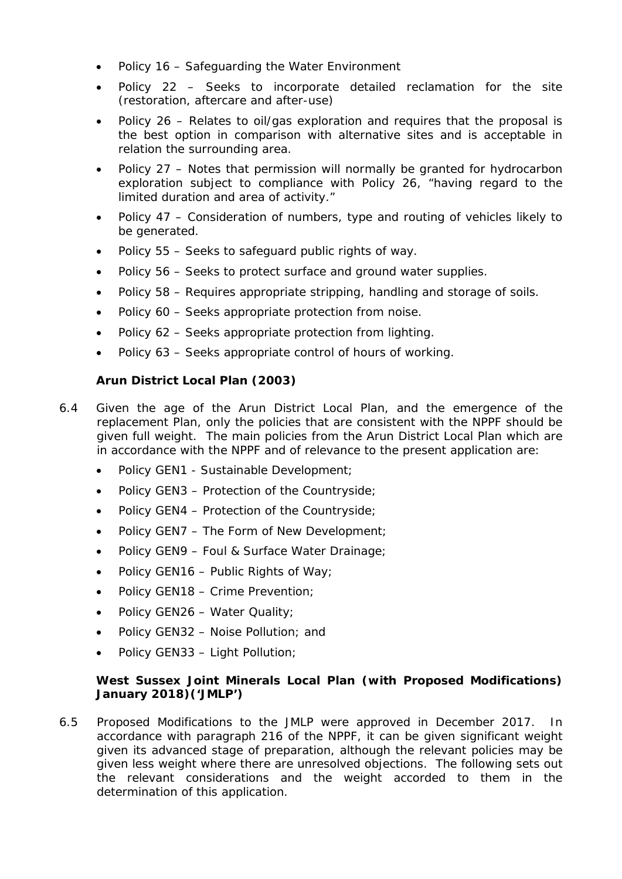- Policy 16 – Safeguarding the Water Environment
- Policy 22 – Seeks to incorporate detailed reclamation for the site (restoration, aftercare and after-use)
- Policy 26 – Relates to oil/gas exploration and requires that the proposal is the best option in comparison with alternative sites and is acceptable in relation the surrounding area.
- Policy 27 – Notes that permission will normally be granted for hydrocarbon exploration subject to compliance with Policy 26, "having regard to the limited duration and area of activity."
- Policy 47 – Consideration of numbers, type and routing of vehicles likely to be generated.
- Policy 55 – Seeks to safeguard public rights of way.
- Policy 56 – Seeks to protect surface and ground water supplies.
- Policy 58 – Requires appropriate stripping, handling and storage of soils.
- Policy 60 – Seeks appropriate protection from noise.
- Policy 62 – Seeks appropriate protection from lighting.
- Policy 63 – Seeks appropriate control of hours of working.

**Arun District Local Plan (2003)**

6.4 Given the age of the Arun District Local Plan, and the emergence of the replacement Plan, only the policies that are consistent with the NPPF should be given full weight. The main policies from the Arun District Local Plan which are in accordance with the NPPF and of relevance to the present application are:

- Policy GEN1 - Sustainable Development;
- Policy GEN3 – Protection of the Countryside;
- Policy GEN4 – Protection of the Countryside;
- Policy GEN7 – The Form of New Development;
- Policy GEN9 – Foul & Surface Water Drainage;
- Policy GEN16 – Public Rights of Way;
- Policy GEN18 – Crime Prevention;
- Policy GEN26 – Water Quality;
- Policy GEN32 – Noise Pollution; and
- Policy GEN33 – Light Pollution;

**West Sussex Joint Minerals Local Plan (with Proposed Modifications) January 2018)('JMLP')**

6.5 Proposed Modifications to the JMLP were approved in December 2017. In accordance with paragraph 216 of the NPPF, it can be given significant weight given its advanced stage of preparation, although the relevant policies may be given less weight where there are unresolved objections. The following sets out the relevant considerations and the weight accorded to them in the determination of this application.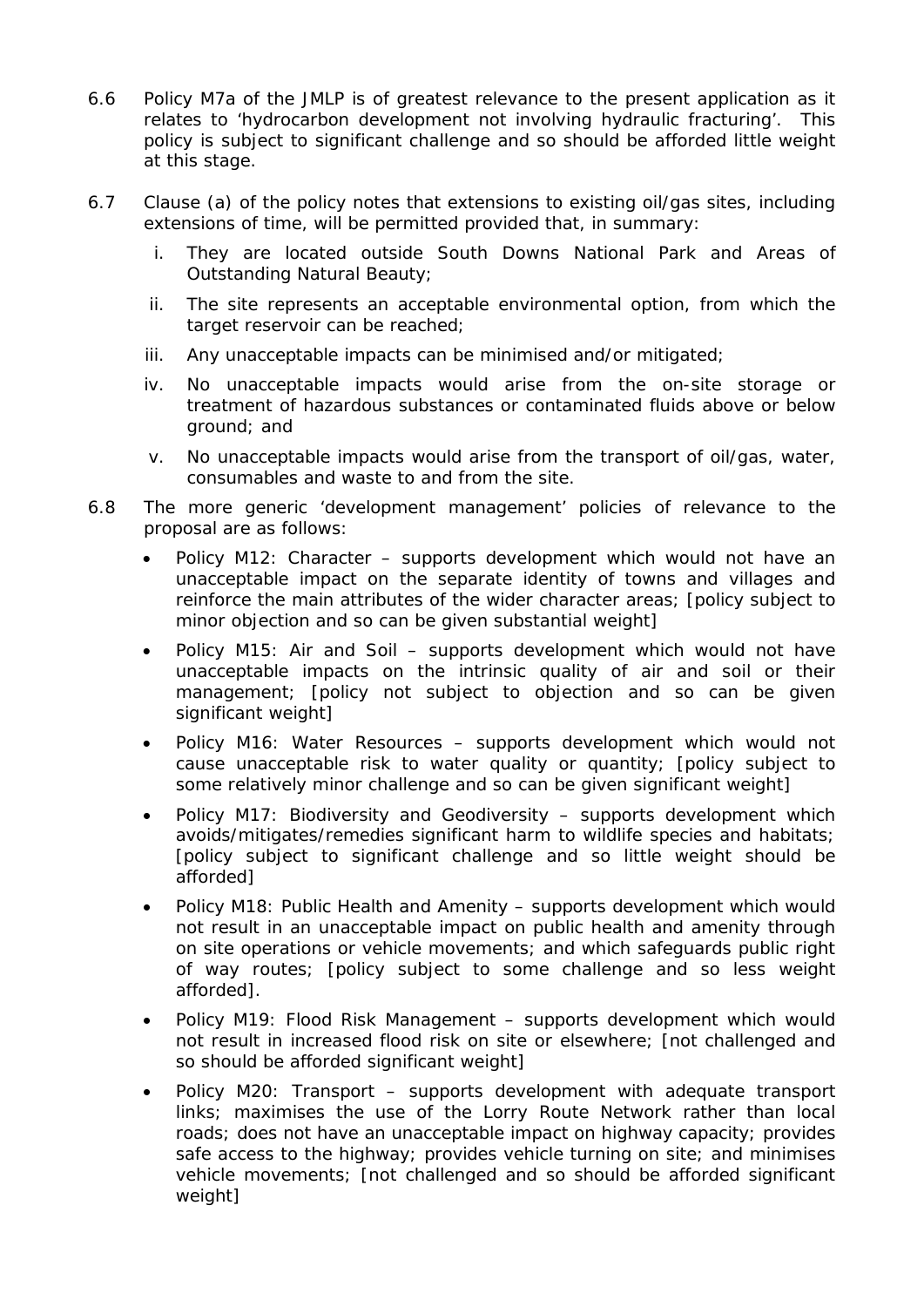6.6 Policy M7a of the JMLP is of greatest relevance to the present application as it relates to 'hydrocarbon development not involving hydraulic fracturing'. This policy is subject to significant challenge and so should be afforded little weight at this stage.

6.7 Clause (a) of the policy notes that extensions to existing oil/gas sites, including extensions of time, will be permitted provided that, in summary:

i. They are located outside South Downs National Park and Areas of Outstanding Natural Beauty;

ii. The site represents an acceptable environmental option, from which the target reservoir can be reached;

iii. Any unacceptable impacts can be minimised and/or mitigated;

iv. No unacceptable impacts would arise from the on-site storage or treatment of hazardous substances or contaminated fluids above or below ground; and

v. No unacceptable impacts would arise from the transport of oil/gas, water, consumables and waste to and from the site.

6.8 The more generic 'development management' policies of relevance to the proposal are as follows:

- Policy M12: Character – supports development which would not have an unacceptable impact on the separate identity of towns and villages and reinforce the main attributes of the wider character areas; [policy subject to minor objection and so can be given substantial weight]
- Policy M15: Air and Soil – supports development which would not have unacceptable impacts on the intrinsic quality of air and soil or their management; [policy not subject to objection and so can be given significant weight]
- Policy M16: Water Resources – supports development which would not cause unacceptable risk to water quality or quantity; [policy subject to some relatively minor challenge and so can be given significant weight]
- Policy M17: Biodiversity and Geodiversity – supports development which avoids/mitigates/remedies significant harm to wildlife species and habitats; [policy subject to significant challenge and so little weight should be afforded]
- Policy M18: Public Health and Amenity – supports development which would not result in an unacceptable impact on public health and amenity through on site operations or vehicle movements; and which safeguards public right of way routes; [policy subject to some challenge and so less weight afforded].
- Policy M19: Flood Risk Management – supports development which would not result in increased flood risk on site or elsewhere; [not challenged and so should be afforded significant weight]
- Policy M20: Transport – supports development with adequate transport links; maximises the use of the Lorry Route Network rather than local roads; does not have an unacceptable impact on highway capacity; provides safe access to the highway; provides vehicle turning on site; and minimises vehicle movements; [not challenged and so should be afforded significant weight]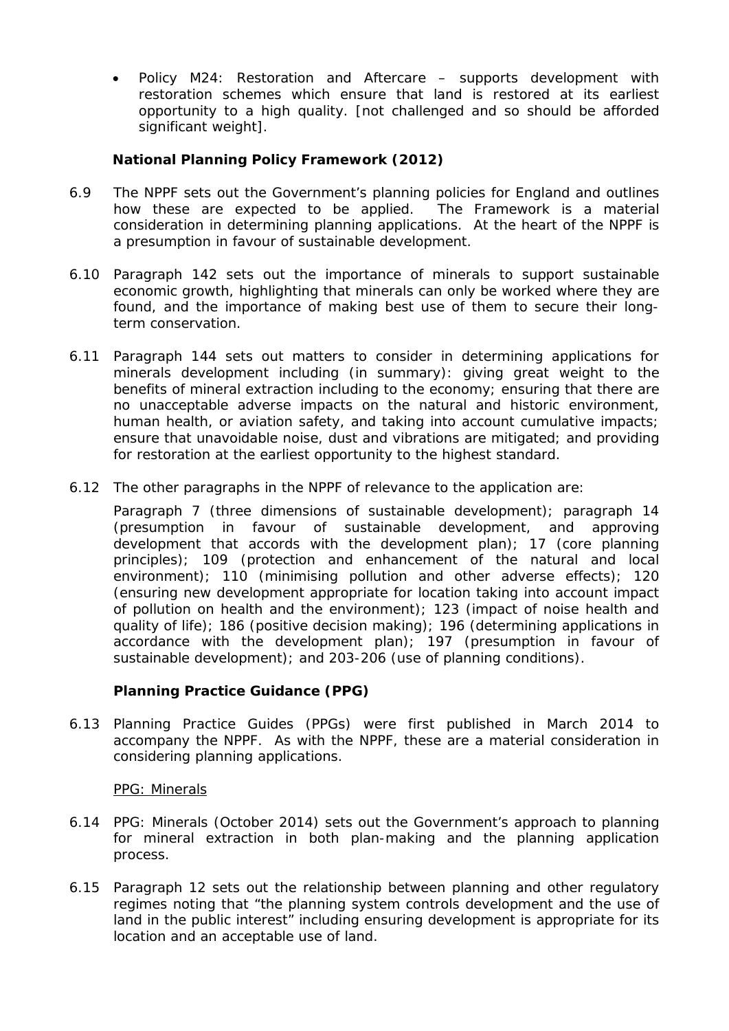- Policy M24: Restoration and Aftercare – supports development with restoration schemes which ensure that land is restored at its earliest opportunity to a high quality. [not challenged and so should be afforded significant weight].

**National Planning Policy Framework (2012)**

6.9 The NPPF sets out the Government's planning policies for England and outlines how these are expected to be applied. The Framework is a material consideration in determining planning applications. At the heart of the NPPF is a presumption in favour of sustainable development.

6.10 Paragraph 142 sets out the importance of minerals to support sustainable economic growth, highlighting that minerals can only be worked where they are found, and the importance of making best use of them to secure their long-term conservation.

6.11 Paragraph 144 sets out matters to consider in determining applications for minerals development including (in summary): giving great weight to the benefits of mineral extraction including to the economy; ensuring that there are no unacceptable adverse impacts on the natural and historic environment, human health, or aviation safety, and taking into account cumulative impacts; ensure that unavoidable noise, dust and vibrations are mitigated; and providing for restoration at the earliest opportunity to the highest standard.

6.12 The other paragraphs in the NPPF of relevance to the application are:

Paragraph 7 (three dimensions of sustainable development); paragraph 14 (presumption in favour of sustainable development, and approving development that accords with the development plan); 17 (core planning principles); 109 (protection and enhancement of the natural and local environment); 110 (minimising pollution and other adverse effects); 120 (ensuring new development appropriate for location taking into account impact of pollution on health and the environment); 123 (impact of noise health and quality of life); 186 (positive decision making); 196 (determining applications in accordance with the development plan); 197 (presumption in favour of sustainable development); and 203-206 (use of planning conditions).

**Planning Practice Guidance (PPG)**

6.13 Planning Practice Guides (PPGs) were first published in March 2014 to accompany the NPPF. As with the NPPF, these are a material consideration in considering planning applications.

<u>PPG: Minerals</u>

6.14 PPG: Minerals (October 2014) sets out the Government's approach to planning for mineral extraction in both plan-making and the planning application process.

6.15 Paragraph 12 sets out the relationship between planning and other regulatory regimes noting that "the planning system controls development and the use of land in the public interest" including ensuring development is appropriate for its location and an acceptable use of land.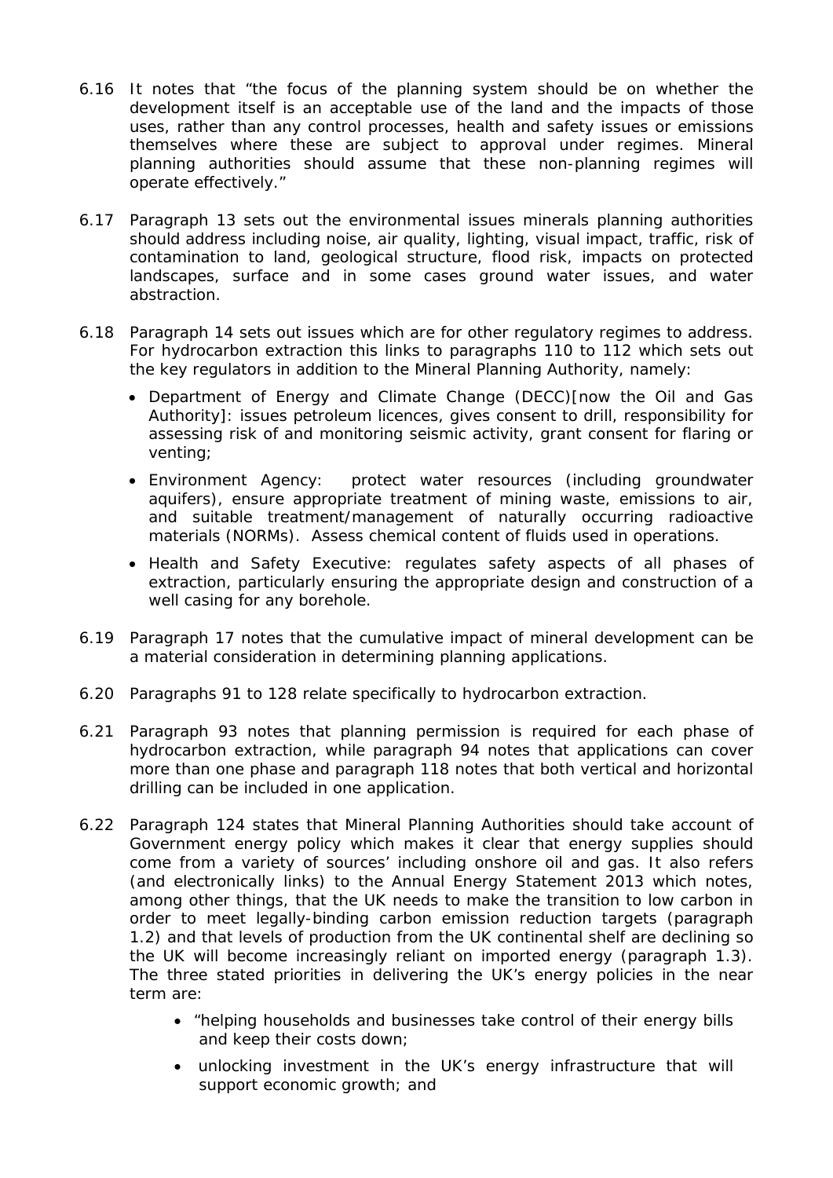6.16 It notes that "the focus of the planning system should be on whether the development itself is an acceptable use of the land and the impacts of those uses, rather than any control processes, health and safety issues or emissions themselves where these are subject to approval under regimes. Mineral planning authorities should assume that these non-planning regimes will operate effectively."

6.17 Paragraph 13 sets out the environmental issues minerals planning authorities should address including noise, air quality, lighting, visual impact, traffic, risk of contamination to land, geological structure, flood risk, impacts on protected landscapes, surface and in some cases ground water issues, and water abstraction.

6.18 Paragraph 14 sets out issues which are for other regulatory regimes to address. For hydrocarbon extraction this links to paragraphs 110 to 112 which sets out the key regulators in addition to the Mineral Planning Authority, namely:

- Department of Energy and Climate Change (DECC)[now the Oil and Gas Authority]: issues petroleum licences, gives consent to drill, responsibility for assessing risk of and monitoring seismic activity, grant consent for flaring or venting;
- Environment Agency: protect water resources (including groundwater aquifers), ensure appropriate treatment of mining waste, emissions to air, and suitable treatment/management of naturally occurring radioactive materials (NORMs). Assess chemical content of fluids used in operations.
- Health and Safety Executive: regulates safety aspects of all phases of extraction, particularly ensuring the appropriate design and construction of a well casing for any borehole.

6.19 Paragraph 17 notes that the cumulative impact of mineral development can be a material consideration in determining planning applications.

6.20 Paragraphs 91 to 128 relate specifically to hydrocarbon extraction.

6.21 Paragraph 93 notes that planning permission is required for each phase of hydrocarbon extraction, while paragraph 94 notes that applications can cover more than one phase and paragraph 118 notes that both vertical and horizontal drilling can be included in one application.

6.22 Paragraph 124 states that Mineral Planning Authorities should take account of Government energy policy which makes it clear that energy supplies should come from a variety of sources' including onshore oil and gas. It also refers (and electronically links) to the Annual Energy Statement 2013 which notes, among other things, that the UK needs to make the transition to low carbon in order to meet legally-binding carbon emission reduction targets (paragraph 1.2) and that levels of production from the UK continental shelf are declining so the UK will become increasingly reliant on imported energy (paragraph 1.3). The three stated priorities in delivering the UK's energy policies in the near term are:

- "helping households and businesses take control of their energy bills and keep their costs down;
- unlocking investment in the UK's energy infrastructure that will support economic growth; and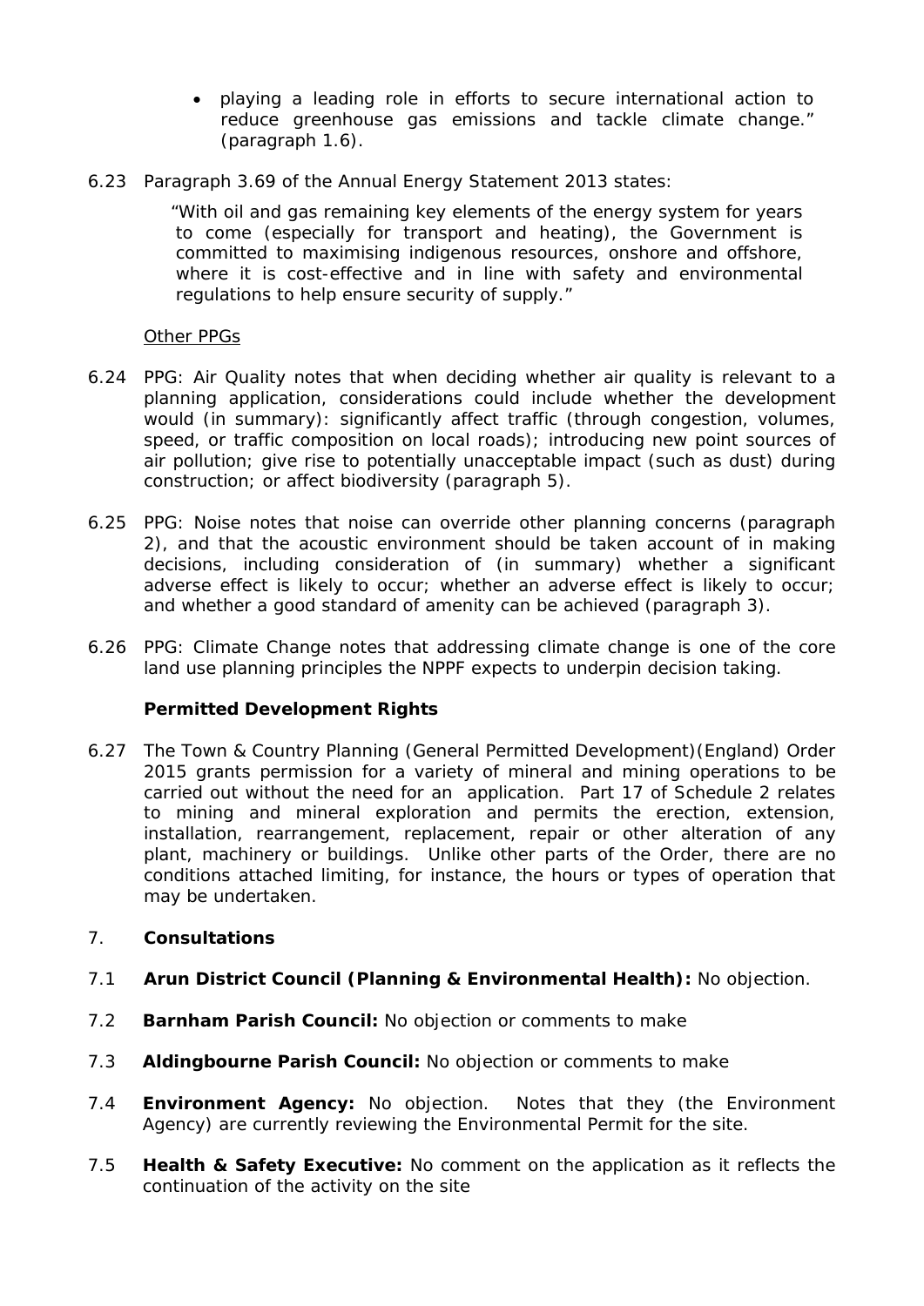- playing a leading role in efforts to secure international action to reduce greenhouse gas emissions and tackle climate change." (paragraph 1.6).

6.23 Paragraph 3.69 of the Annual Energy Statement 2013 states:

> "With oil and gas remaining key elements of the energy system for years to come (especially for transport and heating), the Government is committed to maximising indigenous resources, onshore and offshore, where it is cost-effective and in line with safety and environmental regulations to help ensure security of supply."

Other PPGs

6.24 PPG: Air Quality notes that when deciding whether air quality is relevant to a planning application, considerations could include whether the development would (in summary): significantly affect traffic (through congestion, volumes, speed, or traffic composition on local roads); introducing new point sources of air pollution; give rise to potentially unacceptable impact (such as dust) during construction; or affect biodiversity (paragraph 5).

6.25 PPG: Noise notes that noise can override other planning concerns (paragraph 2), and that the acoustic environment should be taken account of in making decisions, including consideration of (in summary) whether a significant adverse effect is likely to occur; whether an adverse effect is likely to occur; and whether a good standard of amenity can be achieved (paragraph 3).

6.26 PPG: Climate Change notes that addressing climate change is one of the core land use planning principles the NPPF expects to underpin decision taking.

**Permitted Development Rights**

6.27 The Town & Country Planning (General Permitted Development)(England) Order 2015 grants permission for a variety of mineral and mining operations to be carried out without the need for an application. Part 17 of Schedule 2 relates to mining and mineral exploration and permits the erection, extension, installation, rearrangement, replacement, repair or other alteration of any plant, machinery or buildings. Unlike other parts of the Order, there are no conditions attached limiting, for instance, the hours or types of operation that may be undertaken.

## 7. Consultations

7.1 **Arun District Council (Planning & Environmental Health):** No objection.

7.2 **Barnham Parish Council:** No objection or comments to make

7.3 **Aldingbourne Parish Council:** No objection or comments to make

7.4 **Environment Agency:** No objection. Notes that they (the Environment Agency) are currently reviewing the Environmental Permit for the site.

7.5 **Health & Safety Executive:** No comment on the application as it reflects the continuation of the activity on the site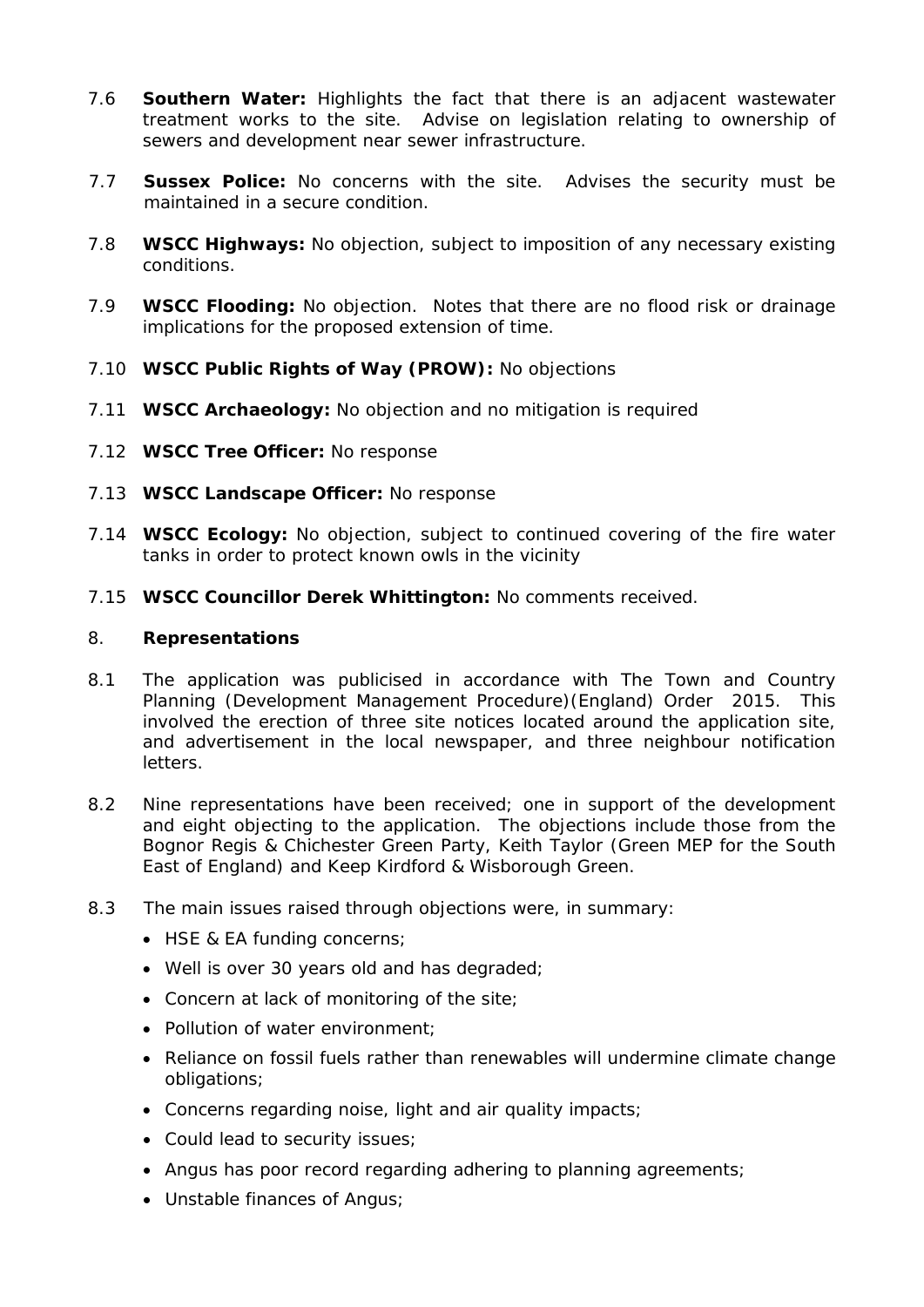7.6 **Southern Water:** Highlights the fact that there is an adjacent wastewater treatment works to the site. Advise on legislation relating to ownership of sewers and development near sewer infrastructure.

7.7 **Sussex Police:** No concerns with the site. Advises the security must be maintained in a secure condition.

7.8 **WSCC Highways:** No objection, subject to imposition of any necessary existing conditions.

7.9 **WSCC Flooding:** No objection. Notes that there are no flood risk or drainage implications for the proposed extension of time.

7.10 **WSCC Public Rights of Way (PROW):** No objections

7.11 **WSCC Archaeology:** No objection and no mitigation is required

7.12 **WSCC Tree Officer:** No response

7.13 **WSCC Landscape Officer:** No response

7.14 **WSCC Ecology:** No objection, subject to continued covering of the fire water tanks in order to protect known owls in the vicinity

7.15 **WSCC Councillor Derek Whittington:** No comments received.

## 8. Representations

8.1 The application was publicised in accordance with The Town and Country Planning (Development Management Procedure)(England) Order 2015. This involved the erection of three site notices located around the application site, and advertisement in the local newspaper, and three neighbour notification letters.

8.2 Nine representations have been received; one in support of the development and eight objecting to the application. The objections include those from the Bognor Regis & Chichester Green Party, Keith Taylor (Green MEP for the South East of England) and Keep Kirdford & Wisborough Green.

8.3 The main issues raised through objections were, in summary:

- HSE & EA funding concerns;
- Well is over 30 years old and has degraded;
- Concern at lack of monitoring of the site;
- Pollution of water environment;
- Reliance on fossil fuels rather than renewables will undermine climate change obligations;
- Concerns regarding noise, light and air quality impacts;
- Could lead to security issues;
- Angus has poor record regarding adhering to planning agreements;
- Unstable finances of Angus;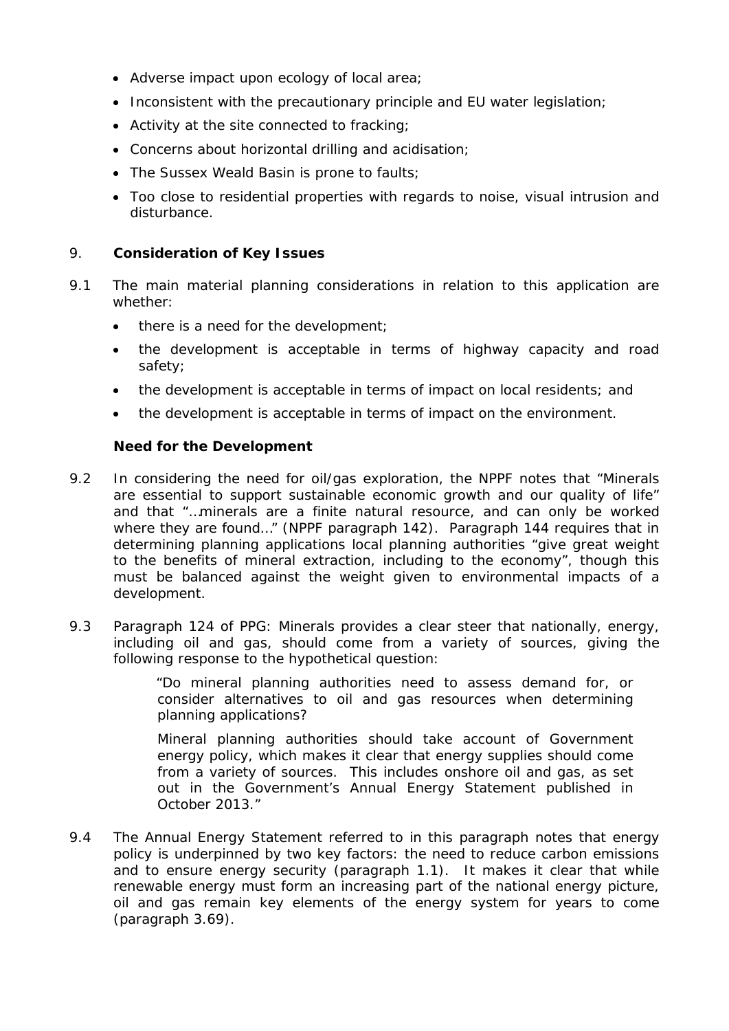- Adverse impact upon ecology of local area;
- Inconsistent with the precautionary principle and EU water legislation;
- Activity at the site connected to fracking;
- Concerns about horizontal drilling and acidisation;
- The Sussex Weald Basin is prone to faults;
- Too close to residential properties with regards to noise, visual intrusion and disturbance.

## 9. Consideration of Key Issues

9.1 The main material planning considerations in relation to this application are whether:

- there is a need for the development;
- the development is acceptable in terms of highway capacity and road safety;
- the development is acceptable in terms of impact on local residents; and
- the development is acceptable in terms of impact on the environment.

### Need for the Development

9.2 In considering the need for oil/gas exploration, the NPPF notes that "Minerals are essential to support sustainable economic growth and our quality of life" and that "…minerals are a finite natural resource, and can only be worked where they are found…" (NPPF paragraph 142). Paragraph 144 requires that in determining planning applications local planning authorities "give great weight to the benefits of mineral extraction, including to the economy", though this must be balanced against the weight given to environmental impacts of a development.

9.3 Paragraph 124 of PPG: Minerals provides a clear steer that nationally, energy, including oil and gas, should come from a variety of sources, giving the following response to the hypothetical question:

> "Do mineral planning authorities need to assess demand for, or consider alternatives to oil and gas resources when determining planning applications?
>
> Mineral planning authorities should take account of Government energy policy, which makes it clear that energy supplies should come from a variety of sources. This includes onshore oil and gas, as set out in the Government's Annual Energy Statement published in October 2013."

9.4 The Annual Energy Statement referred to in this paragraph notes that energy policy is underpinned by two key factors: the need to reduce carbon emissions and to ensure energy security (paragraph 1.1). It makes it clear that while renewable energy must form an increasing part of the national energy picture, oil and gas remain key elements of the energy system for years to come (paragraph 3.69).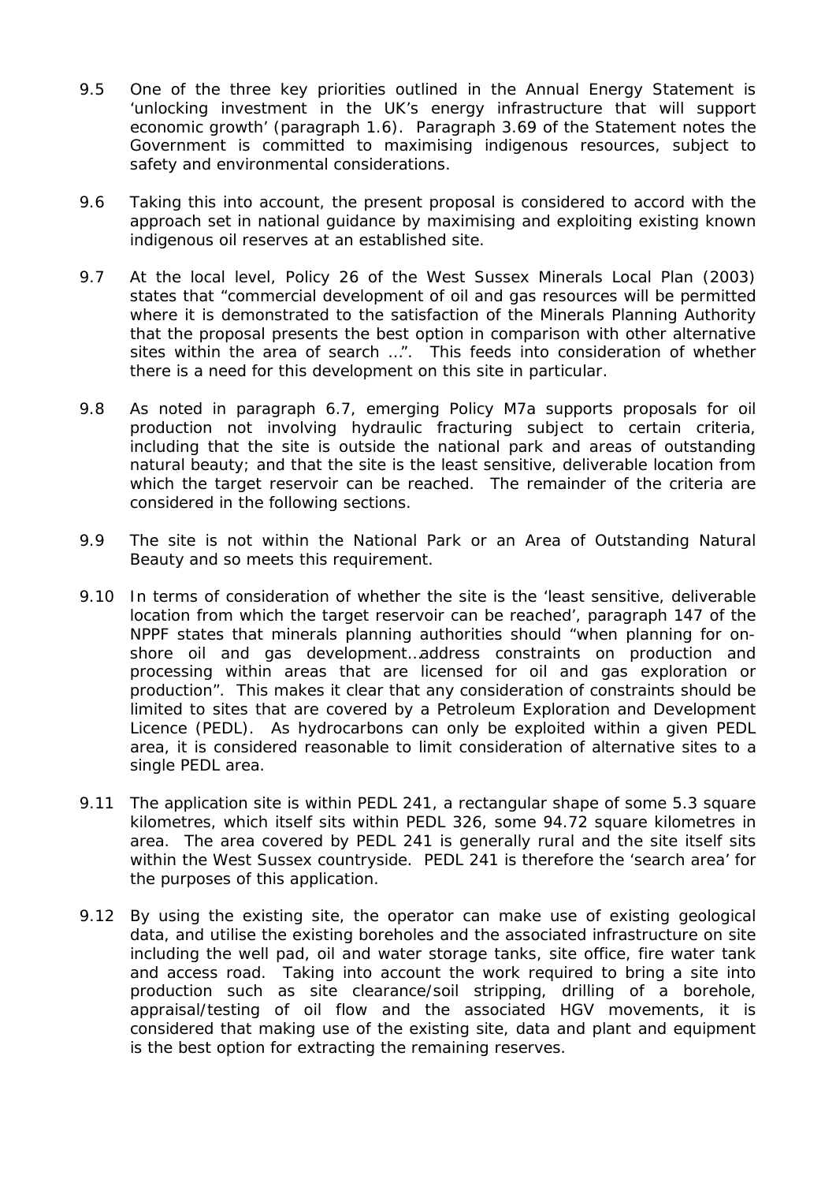9.5 One of the three key priorities outlined in the Annual Energy Statement is 'unlocking investment in the UK's energy infrastructure that will support economic growth' (paragraph 1.6). Paragraph 3.69 of the Statement notes the Government is committed to maximising indigenous resources, subject to safety and environmental considerations.

9.6 Taking this into account, the present proposal is considered to accord with the approach set in national guidance by maximising and exploiting existing known indigenous oil reserves at an established site.

9.7 At the local level, Policy 26 of the West Sussex Minerals Local Plan (2003) states that "commercial development of oil and gas resources will be permitted where it is demonstrated to the satisfaction of the Minerals Planning Authority that the proposal presents the best option in comparison with other alternative sites within the area of search …". This feeds into consideration of whether there is a need for this development on this site in particular.

9.8 As noted in paragraph 6.7, emerging Policy M7a supports proposals for oil production not involving hydraulic fracturing subject to certain criteria, including that the site is outside the national park and areas of outstanding natural beauty; and that the site is the least sensitive, deliverable location from which the target reservoir can be reached. The remainder of the criteria are considered in the following sections.

9.9 The site is not within the National Park or an Area of Outstanding Natural Beauty and so meets this requirement.

9.10 In terms of consideration of whether the site is the 'least sensitive, deliverable location from which the target reservoir can be reached', paragraph 147 of the NPPF states that minerals planning authorities should "when planning for on-shore oil and gas development…address constraints on production and processing within areas that are licensed for oil and gas exploration or production". This makes it clear that any consideration of constraints should be limited to sites that are covered by a Petroleum Exploration and Development Licence (PEDL). As hydrocarbons can only be exploited within a given PEDL area, it is considered reasonable to limit consideration of alternative sites to a single PEDL area.

9.11 The application site is within PEDL 241, a rectangular shape of some 5.3 square kilometres, which itself sits within PEDL 326, some 94.72 square kilometres in area. The area covered by PEDL 241 is generally rural and the site itself sits within the West Sussex countryside. PEDL 241 is therefore the 'search area' for the purposes of this application.

9.12 By using the existing site, the operator can make use of existing geological data, and utilise the existing boreholes and the associated infrastructure on site including the well pad, oil and water storage tanks, site office, fire water tank and access road. Taking into account the work required to bring a site into production such as site clearance/soil stripping, drilling of a borehole, appraisal/testing of oil flow and the associated HGV movements, it is considered that making use of the existing site, data and plant and equipment is the best option for extracting the remaining reserves.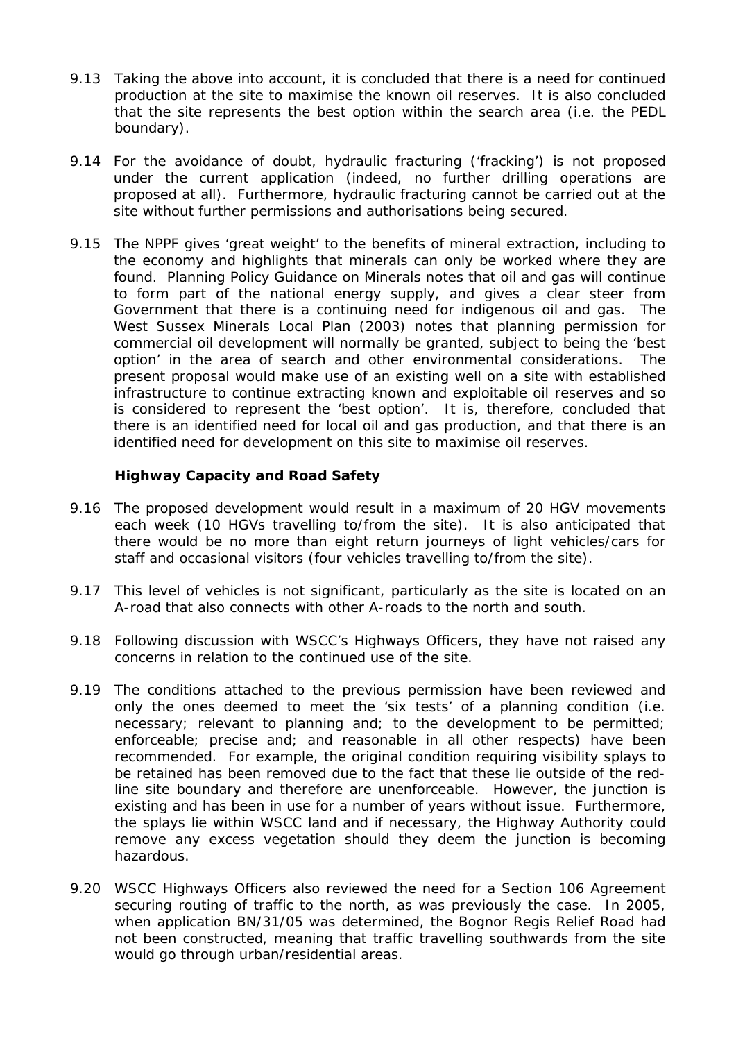9.13 Taking the above into account, it is concluded that there is a need for continued production at the site to maximise the known oil reserves. It is also concluded that the site represents the best option within the search area (i.e. the PEDL boundary).

9.14 For the avoidance of doubt, hydraulic fracturing ('fracking') is not proposed under the current application (indeed, no further drilling operations are proposed at all). Furthermore, hydraulic fracturing cannot be carried out at the site without further permissions and authorisations being secured.

9.15 The NPPF gives 'great weight' to the benefits of mineral extraction, including to the economy and highlights that minerals can only be worked where they are found. Planning Policy Guidance on Minerals notes that oil and gas will continue to form part of the national energy supply, and gives a clear steer from Government that there is a continuing need for indigenous oil and gas. The West Sussex Minerals Local Plan (2003) notes that planning permission for commercial oil development will normally be granted, subject to being the 'best option' in the area of search and other environmental considerations. The present proposal would make use of an existing well on a site with established infrastructure to continue extracting known and exploitable oil reserves and so is considered to represent the 'best option'. It is, therefore, concluded that there is an identified need for local oil and gas production, and that there is an identified need for development on this site to maximise oil reserves.

**Highway Capacity and Road Safety**

9.16 The proposed development would result in a maximum of 20 HGV movements each week (10 HGVs travelling to/from the site). It is also anticipated that there would be no more than eight return journeys of light vehicles/cars for staff and occasional visitors (four vehicles travelling to/from the site).

9.17 This level of vehicles is not significant, particularly as the site is located on an A-road that also connects with other A-roads to the north and south.

9.18 Following discussion with WSCC's Highways Officers, they have not raised any concerns in relation to the continued use of the site.

9.19 The conditions attached to the previous permission have been reviewed and only the ones deemed to meet the 'six tests' of a planning condition (i.e. necessary; relevant to planning and; to the development to be permitted; enforceable; precise and; and reasonable in all other respects) have been recommended. For example, the original condition requiring visibility splays to be retained has been removed due to the fact that these lie outside of the red-line site boundary and therefore are unenforceable. However, the junction is existing and has been in use for a number of years without issue. Furthermore, the splays lie within WSCC land and if necessary, the Highway Authority could remove any excess vegetation should they deem the junction is becoming hazardous.

9.20 WSCC Highways Officers also reviewed the need for a Section 106 Agreement securing routing of traffic to the north, as was previously the case. In 2005, when application BN/31/05 was determined, the Bognor Regis Relief Road had not been constructed, meaning that traffic travelling southwards from the site would go through urban/residential areas.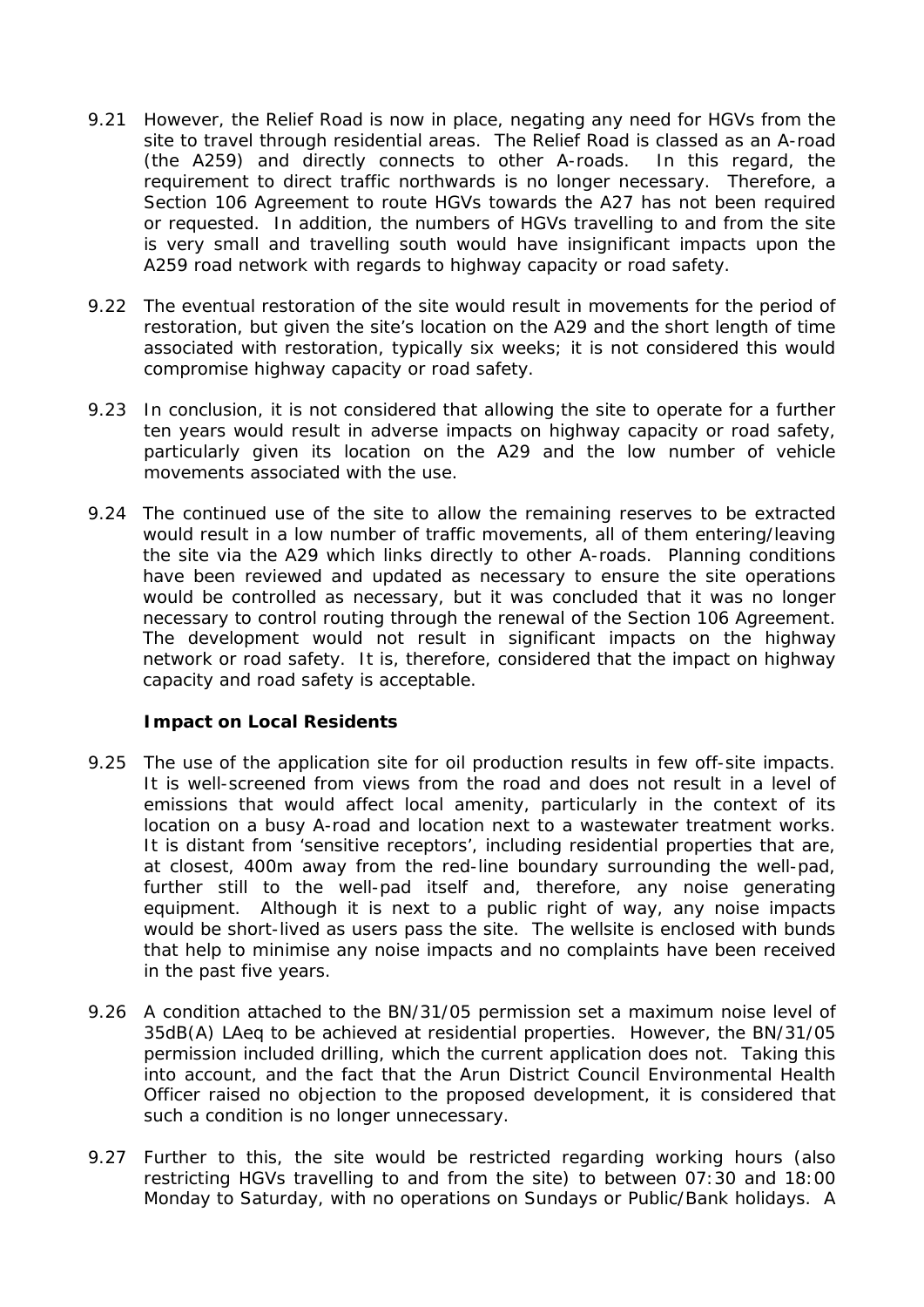9.21 However, the Relief Road is now in place, negating any need for HGVs from the site to travel through residential areas. The Relief Road is classed as an A-road (the A259) and directly connects to other A-roads. In this regard, the requirement to direct traffic northwards is no longer necessary. Therefore, a Section 106 Agreement to route HGVs towards the A27 has not been required or requested. In addition, the numbers of HGVs travelling to and from the site is very small and travelling south would have insignificant impacts upon the A259 road network with regards to highway capacity or road safety.

9.22 The eventual restoration of the site would result in movements for the period of restoration, but given the site's location on the A29 and the short length of time associated with restoration, typically six weeks; it is not considered this would compromise highway capacity or road safety.

9.23 In conclusion, it is not considered that allowing the site to operate for a further ten years would result in adverse impacts on highway capacity or road safety, particularly given its location on the A29 and the low number of vehicle movements associated with the use.

9.24 The continued use of the site to allow the remaining reserves to be extracted would result in a low number of traffic movements, all of them entering/leaving the site via the A29 which links directly to other A-roads. Planning conditions have been reviewed and updated as necessary to ensure the site operations would be controlled as necessary, but it was concluded that it was no longer necessary to control routing through the renewal of the Section 106 Agreement. The development would not result in significant impacts on the highway network or road safety. It is, therefore, considered that the impact on highway capacity and road safety is acceptable.

**Impact on Local Residents**

9.25 The use of the application site for oil production results in few off-site impacts. It is well-screened from views from the road and does not result in a level of emissions that would affect local amenity, particularly in the context of its location on a busy A-road and location next to a wastewater treatment works. It is distant from 'sensitive receptors', including residential properties that are, at closest, 400m away from the red-line boundary surrounding the well-pad, further still to the well-pad itself and, therefore, any noise generating equipment. Although it is next to a public right of way, any noise impacts would be short-lived as users pass the site. The wellsite is enclosed with bunds that help to minimise any noise impacts and no complaints have been received in the past five years.

9.26 A condition attached to the BN/31/05 permission set a maximum noise level of 35dB(A) LAeq to be achieved at residential properties. However, the BN/31/05 permission included drilling, which the current application does not. Taking this into account, and the fact that the Arun District Council Environmental Health Officer raised no objection to the proposed development, it is considered that such a condition is no longer unnecessary.

9.27 Further to this, the site would be restricted regarding working hours (also restricting HGVs travelling to and from the site) to between 07:30 and 18:00 Monday to Saturday, with no operations on Sundays or Public/Bank holidays. A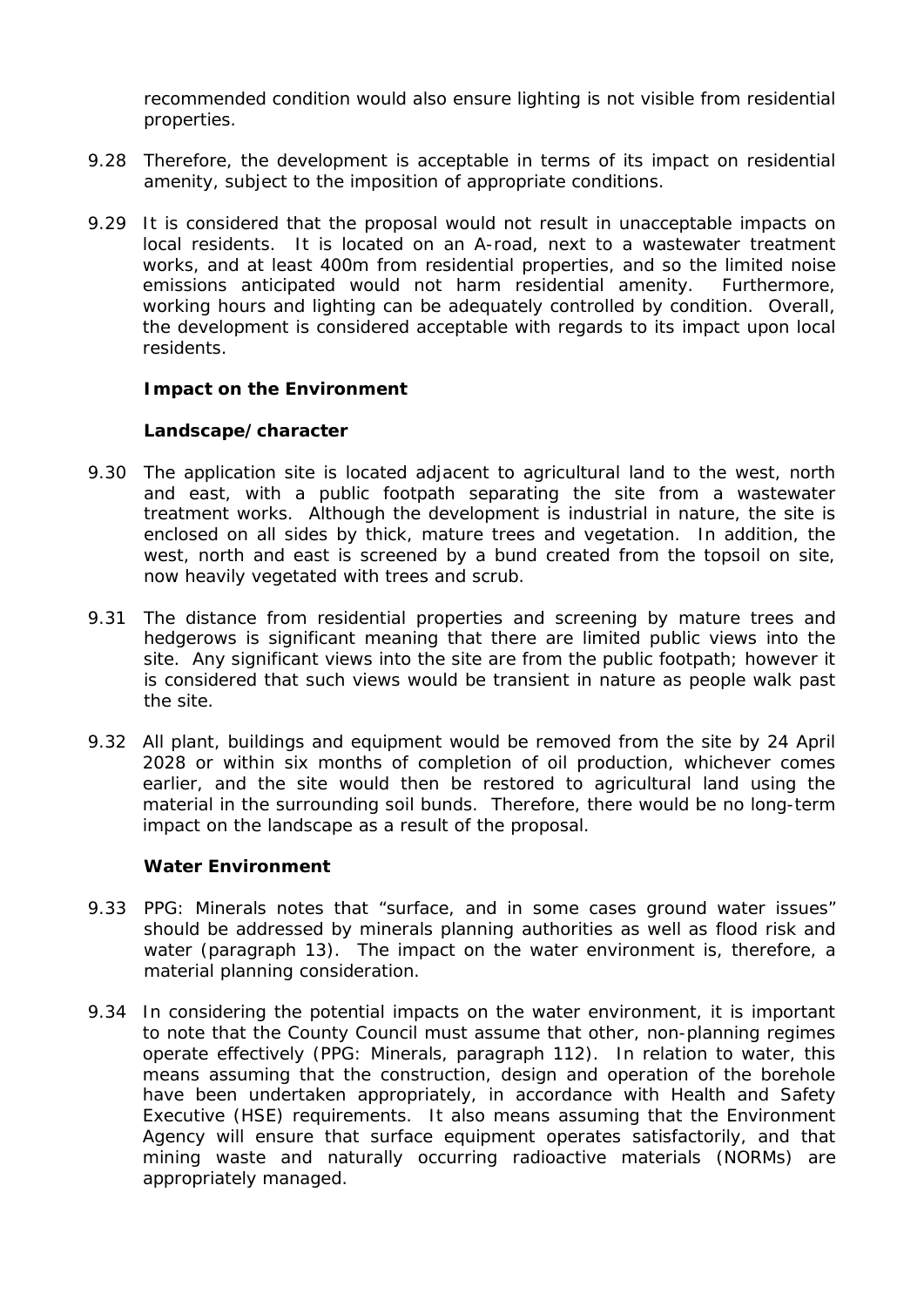recommended condition would also ensure lighting is not visible from residential properties.

9.28 Therefore, the development is acceptable in terms of its impact on residential amenity, subject to the imposition of appropriate conditions.

9.29 It is considered that the proposal would not result in unacceptable impacts on local residents. It is located on an A-road, next to a wastewater treatment works, and at least 400m from residential properties, and so the limited noise emissions anticipated would not harm residential amenity. Furthermore, working hours and lighting can be adequately controlled by condition. Overall, the development is considered acceptable with regards to its impact upon local residents.

**Impact on the Environment**

**Landscape/character**

9.30 The application site is located adjacent to agricultural land to the west, north and east, with a public footpath separating the site from a wastewater treatment works. Although the development is industrial in nature, the site is enclosed on all sides by thick, mature trees and vegetation. In addition, the west, north and east is screened by a bund created from the topsoil on site, now heavily vegetated with trees and scrub.

9.31 The distance from residential properties and screening by mature trees and hedgerows is significant meaning that there are limited public views into the site. Any significant views into the site are from the public footpath; however it is considered that such views would be transient in nature as people walk past the site.

9.32 All plant, buildings and equipment would be removed from the site by 24 April 2028 or within six months of completion of oil production, whichever comes earlier, and the site would then be restored to agricultural land using the material in the surrounding soil bunds. Therefore, there would be no long-term impact on the landscape as a result of the proposal.

**Water Environment**

9.33 PPG: Minerals notes that "surface, and in some cases ground water issues" should be addressed by minerals planning authorities as well as flood risk and water (paragraph 13). The impact on the water environment is, therefore, a material planning consideration.

9.34 In considering the potential impacts on the water environment, it is important to note that the County Council must assume that other, non-planning regimes operate effectively (PPG: Minerals, paragraph 112). In relation to water, this means assuming that the construction, design and operation of the borehole have been undertaken appropriately, in accordance with Health and Safety Executive (HSE) requirements. It also means assuming that the Environment Agency will ensure that surface equipment operates satisfactorily, and that mining waste and naturally occurring radioactive materials (NORMs) are appropriately managed.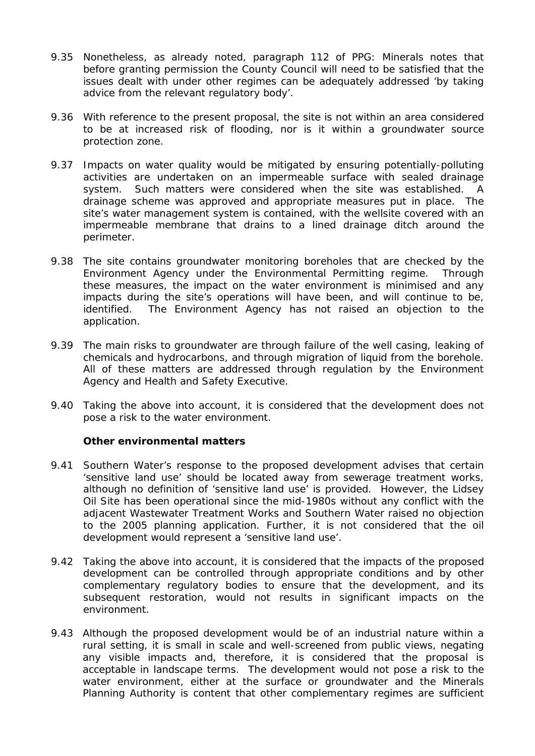9.35 Nonetheless, as already noted, paragraph 112 of PPG: Minerals notes that before granting permission the County Council will need to be satisfied that the issues dealt with under other regimes can be adequately addressed 'by taking advice from the relevant regulatory body'.

9.36 With reference to the present proposal, the site is not within an area considered to be at increased risk of flooding, nor is it within a groundwater source protection zone.

9.37 Impacts on water quality would be mitigated by ensuring potentially-polluting activities are undertaken on an impermeable surface with sealed drainage system. Such matters were considered when the site was established. A drainage scheme was approved and appropriate measures put in place. The site's water management system is contained, with the wellsite covered with an impermeable membrane that drains to a lined drainage ditch around the perimeter.

9.38 The site contains groundwater monitoring boreholes that are checked by the Environment Agency under the Environmental Permitting regime. Through these measures, the impact on the water environment is minimised and any impacts during the site's operations will have been, and will continue to be, identified. The Environment Agency has not raised an objection to the application.

9.39 The main risks to groundwater are through failure of the well casing, leaking of chemicals and hydrocarbons, and through migration of liquid from the borehole. All of these matters are addressed through regulation by the Environment Agency and Health and Safety Executive.

9.40 Taking the above into account, it is considered that the development does not pose a risk to the water environment.

**Other environmental matters**

9.41 Southern Water's response to the proposed development advises that certain 'sensitive land use' should be located away from sewerage treatment works, although no definition of 'sensitive land use' is provided. However, the Lidsey Oil Site has been operational since the mid-1980s without any conflict with the adjacent Wastewater Treatment Works and Southern Water raised no objection to the 2005 planning application. Further, it is not considered that the oil development would represent a 'sensitive land use'.

9.42 Taking the above into account, it is considered that the impacts of the proposed development can be controlled through appropriate conditions and by other complementary regulatory bodies to ensure that the development, and its subsequent restoration, would not results in significant impacts on the environment.

9.43 Although the proposed development would be of an industrial nature within a rural setting, it is small in scale and well-screened from public views, negating any visible impacts and, therefore, it is considered that the proposal is acceptable in landscape terms. The development would not pose a risk to the water environment, either at the surface or groundwater and the Minerals Planning Authority is content that other complementary regimes are sufficient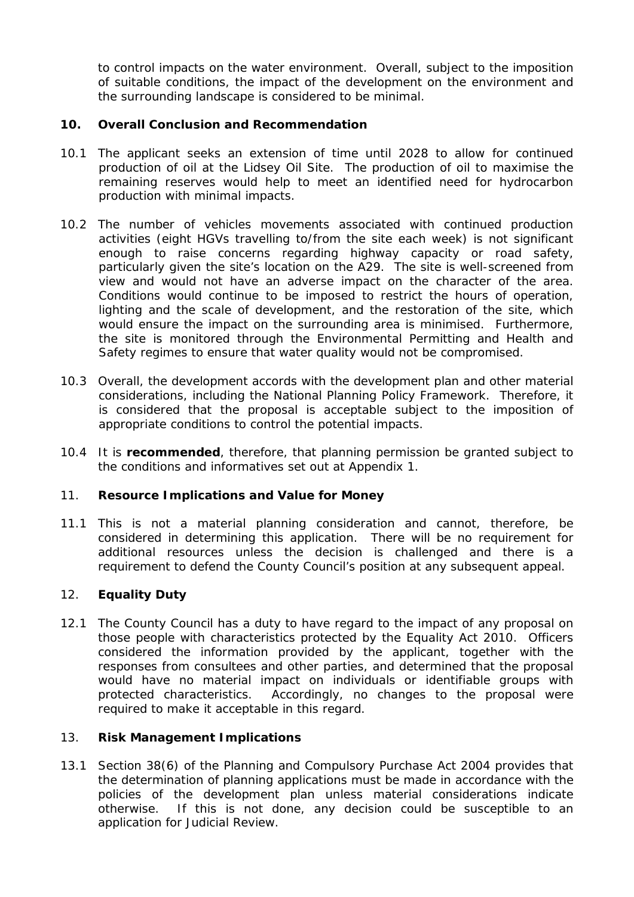to control impacts on the water environment. Overall, subject to the imposition of suitable conditions, the impact of the development on the environment and the surrounding landscape is considered to be minimal.

## 10. Overall Conclusion and Recommendation

10.1 The applicant seeks an extension of time until 2028 to allow for continued production of oil at the Lidsey Oil Site. The production of oil to maximise the remaining reserves would help to meet an identified need for hydrocarbon production with minimal impacts.

10.2 The number of vehicles movements associated with continued production activities (eight HGVs travelling to/from the site each week) is not significant enough to raise concerns regarding highway capacity or road safety, particularly given the site's location on the A29. The site is well-screened from view and would not have an adverse impact on the character of the area. Conditions would continue to be imposed to restrict the hours of operation, lighting and the scale of development, and the restoration of the site, which would ensure the impact on the surrounding area is minimised. Furthermore, the site is monitored through the Environmental Permitting and Health and Safety regimes to ensure that water quality would not be compromised.

10.3 Overall, the development accords with the development plan and other material considerations, including the National Planning Policy Framework. Therefore, it is considered that the proposal is acceptable subject to the imposition of appropriate conditions to control the potential impacts.

10.4 It is **recommended**, therefore, that planning permission be granted subject to the conditions and informatives set out at Appendix 1.

## 11. Resource Implications and Value for Money

11.1 This is not a material planning consideration and cannot, therefore, be considered in determining this application. There will be no requirement for additional resources unless the decision is challenged and there is a requirement to defend the County Council's position at any subsequent appeal.

## 12. Equality Duty

12.1 The County Council has a duty to have regard to the impact of any proposal on those people with characteristics protected by the Equality Act 2010. Officers considered the information provided by the applicant, together with the responses from consultees and other parties, and determined that the proposal would have no material impact on individuals or identifiable groups with protected characteristics. Accordingly, no changes to the proposal were required to make it acceptable in this regard.

## 13. Risk Management Implications

13.1 Section 38(6) of the Planning and Compulsory Purchase Act 2004 provides that the determination of planning applications must be made in accordance with the policies of the development plan unless material considerations indicate otherwise. If this is not done, any decision could be susceptible to an application for Judicial Review.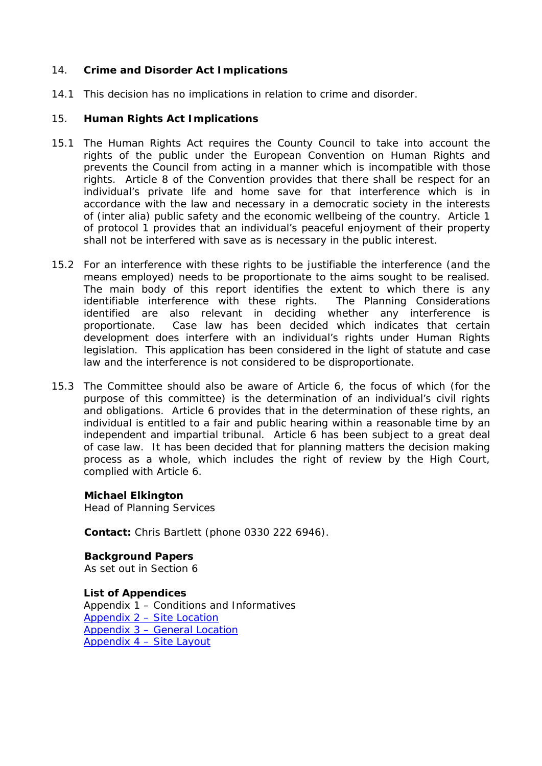## 14. Crime and Disorder Act Implications

14.1 This decision has no implications in relation to crime and disorder.

## 15. Human Rights Act Implications

15.1 The Human Rights Act requires the County Council to take into account the rights of the public under the European Convention on Human Rights and prevents the Council from acting in a manner which is incompatible with those rights. Article 8 of the Convention provides that there shall be respect for an individual's private life and home save for that interference which is in accordance with the law and necessary in a democratic society in the interests of (inter alia) public safety and the economic wellbeing of the country. Article 1 of protocol 1 provides that an individual's peaceful enjoyment of their property shall not be interfered with save as is necessary in the public interest.

15.2 For an interference with these rights to be justifiable the interference (and the means employed) needs to be proportionate to the aims sought to be realised. The main body of this report identifies the extent to which there is any identifiable interference with these rights. The Planning Considerations identified are also relevant in deciding whether any interference is proportionate. Case law has been decided which indicates that certain development does interfere with an individual's rights under Human Rights legislation. This application has been considered in the light of statute and case law and the interference is not considered to be disproportionate.

15.3 The Committee should also be aware of Article 6, the focus of which (for the purpose of this committee) is the determination of an individual's civil rights and obligations. Article 6 provides that in the determination of these rights, an individual is entitled to a fair and public hearing within a reasonable time by an independent and impartial tribunal. Article 6 has been subject to a great deal of case law. It has been decided that for planning matters the decision making process as a whole, which includes the right of review by the High Court, complied with Article 6.

**Michael Elkington**
Head of Planning Services

**Contact:** Chris Bartlett (phone 0330 222 6946).

**Background Papers**
As set out in Section 6

**List of Appendices**
Appendix 1 – Conditions and Informatives
Appendix 2 – Site Location
Appendix 3 – General Location
Appendix 4 – Site Layout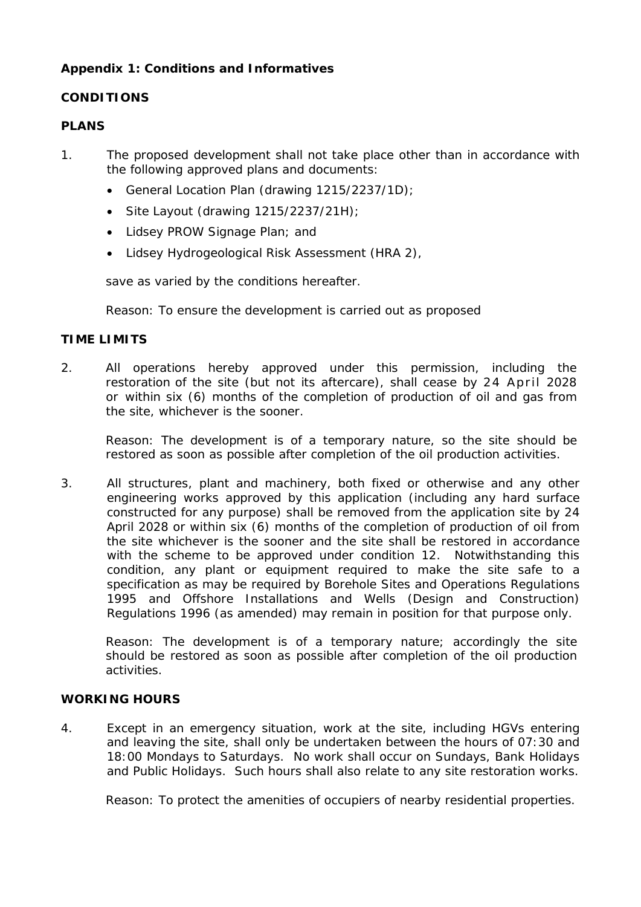**Appendix 1: Conditions and Informatives**

**CONDITIONS**

**PLANS**

1. The proposed development shall not take place other than in accordance with the following approved plans and documents:
   - General Location Plan (drawing 1215/2237/1D);
   - Site Layout (drawing 1215/2237/21H);
   - Lidsey PROW Signage Plan; and
   - Lidsey Hydrogeological Risk Assessment (HRA 2),

   save as varied by the conditions hereafter.

   Reason: To ensure the development is carried out as proposed

**TIME LIMITS**

2. All operations hereby approved under this permission, including the restoration of the site (but not its aftercare), shall cease by 24 April 2028 or within six (6) months of the completion of production of oil and gas from the site, whichever is the sooner.

   Reason: The development is of a temporary nature, so the site should be restored as soon as possible after completion of the oil production activities.

3. All structures, plant and machinery, both fixed or otherwise and any other engineering works approved by this application (including any hard surface constructed for any purpose) shall be removed from the application site by 24 April 2028 or within six (6) months of the completion of production of oil from the site whichever is the sooner and the site shall be restored in accordance with the scheme to be approved under condition 12. Notwithstanding this condition, any plant or equipment required to make the site safe to a specification as may be required by Borehole Sites and Operations Regulations 1995 and Offshore Installations and Wells (Design and Construction) Regulations 1996 (as amended) may remain in position for that purpose only.

   Reason: The development is of a temporary nature; accordingly the site should be restored as soon as possible after completion of the oil production activities.

**WORKING HOURS**

4. Except in an emergency situation, work at the site, including HGVs entering and leaving the site, shall only be undertaken between the hours of 07:30 and 18:00 Mondays to Saturdays. No work shall occur on Sundays, Bank Holidays and Public Holidays. Such hours shall also relate to any site restoration works.

   Reason: To protect the amenities of occupiers of nearby residential properties.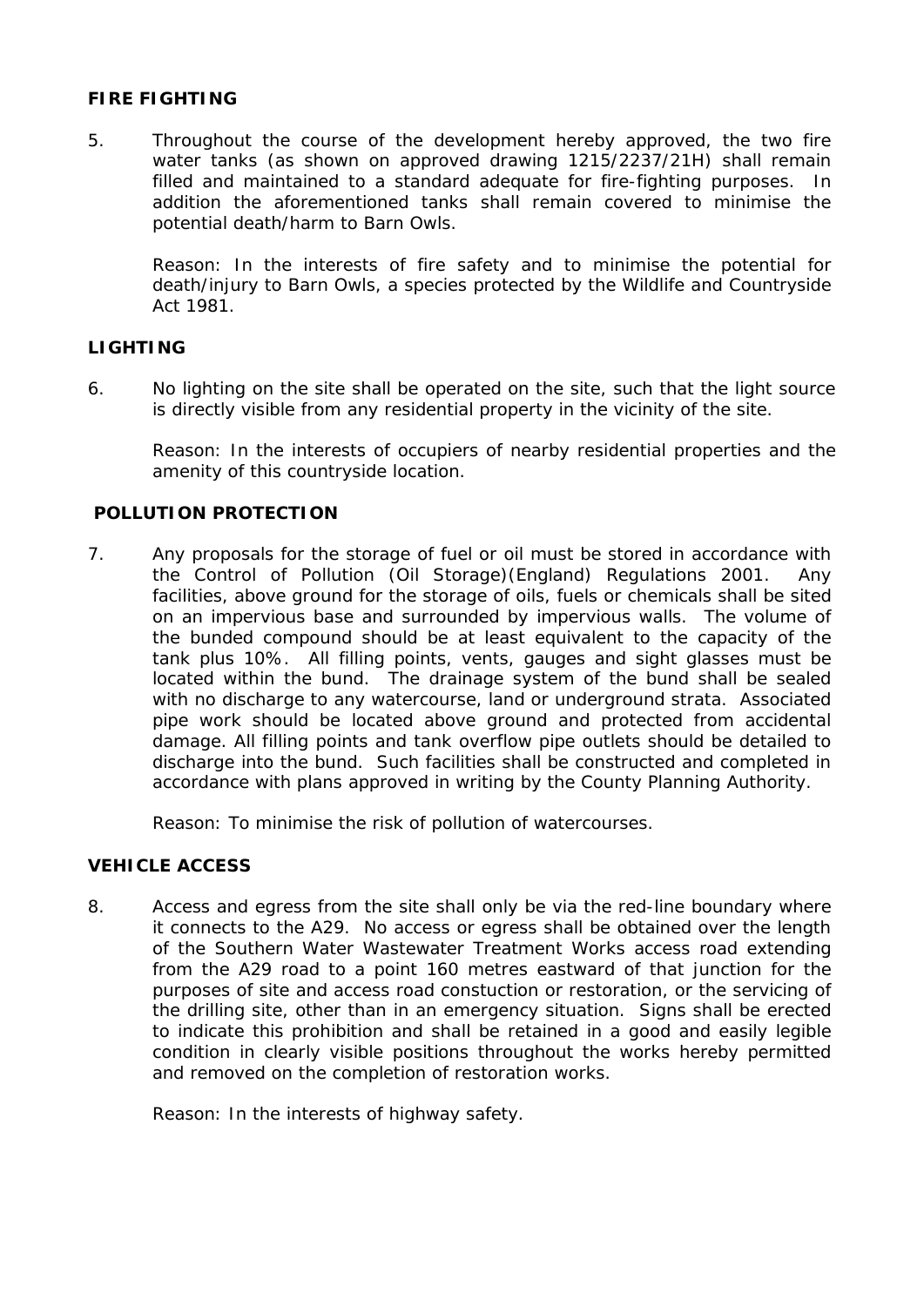**FIRE FIGHTING**

5. Throughout the course of the development hereby approved, the two fire water tanks (as shown on approved drawing 1215/2237/21H) shall remain filled and maintained to a standard adequate for fire-fighting purposes. In addition the aforementioned tanks shall remain covered to minimise the potential death/harm to Barn Owls.

   Reason: In the interests of fire safety and to minimise the potential for death/injury to Barn Owls, a species protected by the Wildlife and Countryside Act 1981.

**LIGHTING**

6. No lighting on the site shall be operated on the site, such that the light source is directly visible from any residential property in the vicinity of the site.

   Reason: In the interests of occupiers of nearby residential properties and the amenity of this countryside location.

**POLLUTION PROTECTION**

7. Any proposals for the storage of fuel or oil must be stored in accordance with the Control of Pollution (Oil Storage)(England) Regulations 2001. Any facilities, above ground for the storage of oils, fuels or chemicals shall be sited on an impervious base and surrounded by impervious walls. The volume of the bunded compound should be at least equivalent to the capacity of the tank plus 10%. All filling points, vents, gauges and sight glasses must be located within the bund. The drainage system of the bund shall be sealed with no discharge to any watercourse, land or underground strata. Associated pipe work should be located above ground and protected from accidental damage. All filling points and tank overflow pipe outlets should be detailed to discharge into the bund. Such facilities shall be constructed and completed in accordance with plans approved in writing by the County Planning Authority.

   Reason: To minimise the risk of pollution of watercourses.

**VEHICLE ACCESS**

8. Access and egress from the site shall only be via the red-line boundary where it connects to the A29. No access or egress shall be obtained over the length of the Southern Water Wastewater Treatment Works access road extending from the A29 road to a point 160 metres eastward of that junction for the purposes of site and access road constuction or restoration, or the servicing of the drilling site, other than in an emergency situation. Signs shall be erected to indicate this prohibition and shall be retained in a good and easily legible condition in clearly visible positions throughout the works hereby permitted and removed on the completion of restoration works.

   Reason: In the interests of highway safety.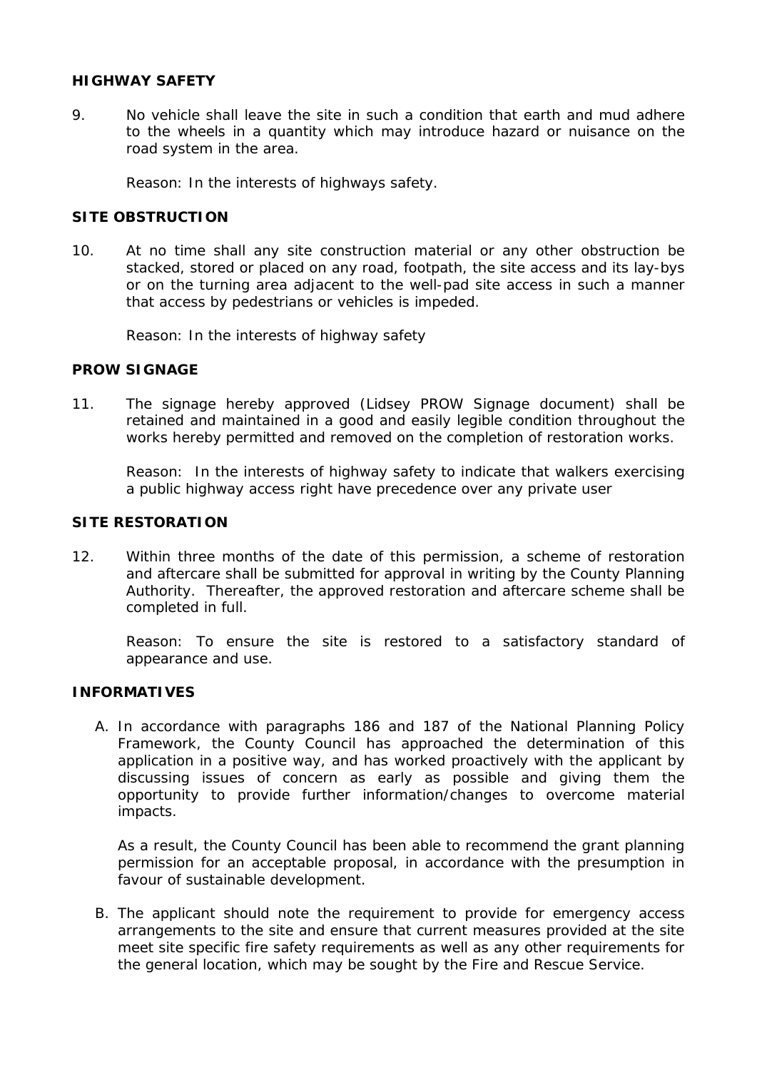**HIGHWAY SAFETY**

9. No vehicle shall leave the site in such a condition that earth and mud adhere to the wheels in a quantity which may introduce hazard or nuisance on the road system in the area.

   Reason: In the interests of highways safety.

**SITE OBSTRUCTION**

10. At no time shall any site construction material or any other obstruction be stacked, stored or placed on any road, footpath, the site access and its lay-bys or on the turning area adjacent to the well-pad site access in such a manner that access by pedestrians or vehicles is impeded.

    Reason: In the interests of highway safety

**PROW SIGNAGE**

11. The signage hereby approved (Lidsey PROW Signage document) shall be retained and maintained in a good and easily legible condition throughout the works hereby permitted and removed on the completion of restoration works.

    Reason: In the interests of highway safety to indicate that walkers exercising a public highway access right have precedence over any private user

**SITE RESTORATION**

12. Within three months of the date of this permission, a scheme of restoration and aftercare shall be submitted for approval in writing by the County Planning Authority. Thereafter, the approved restoration and aftercare scheme shall be completed in full.

    Reason: To ensure the site is restored to a satisfactory standard of appearance and use.

**INFORMATIVES**

A. In accordance with paragraphs 186 and 187 of the National Planning Policy Framework, the County Council has approached the determination of this application in a positive way, and has worked proactively with the applicant by discussing issues of concern as early as possible and giving them the opportunity to provide further information/changes to overcome material impacts.

   As a result, the County Council has been able to recommend the grant planning permission for an acceptable proposal, in accordance with the presumption in favour of sustainable development.

B. The applicant should note the requirement to provide for emergency access arrangements to the site and ensure that current measures provided at the site meet site specific fire safety requirements as well as any other requirements for the general location, which may be sought by the Fire and Rescue Service.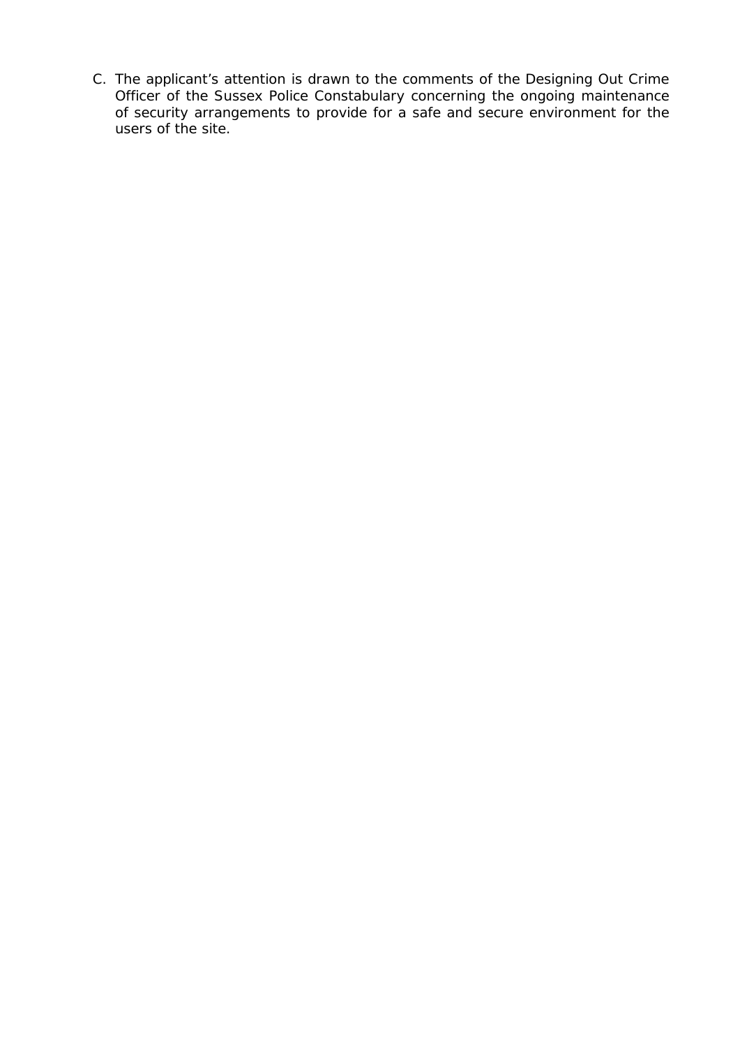C. The applicant's attention is drawn to the comments of the Designing Out Crime Officer of the Sussex Police Constabulary concerning the ongoing maintenance of security arrangements to provide for a safe and secure environment for the users of the site.